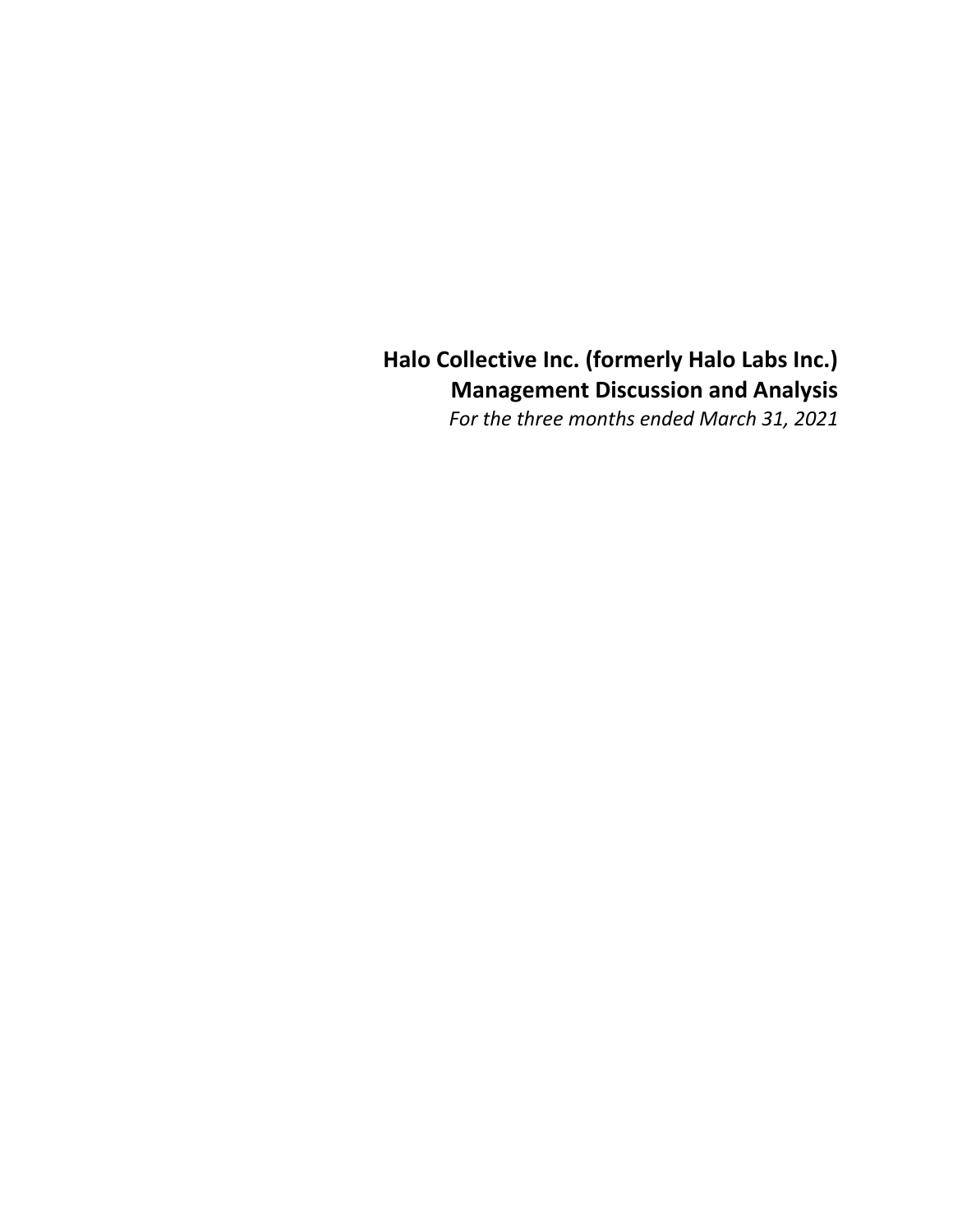# Halo Collective Inc. (formerly Halo Labs Inc.)
# Management Discussion and Analysis

*For the three months ended March 31, 2021*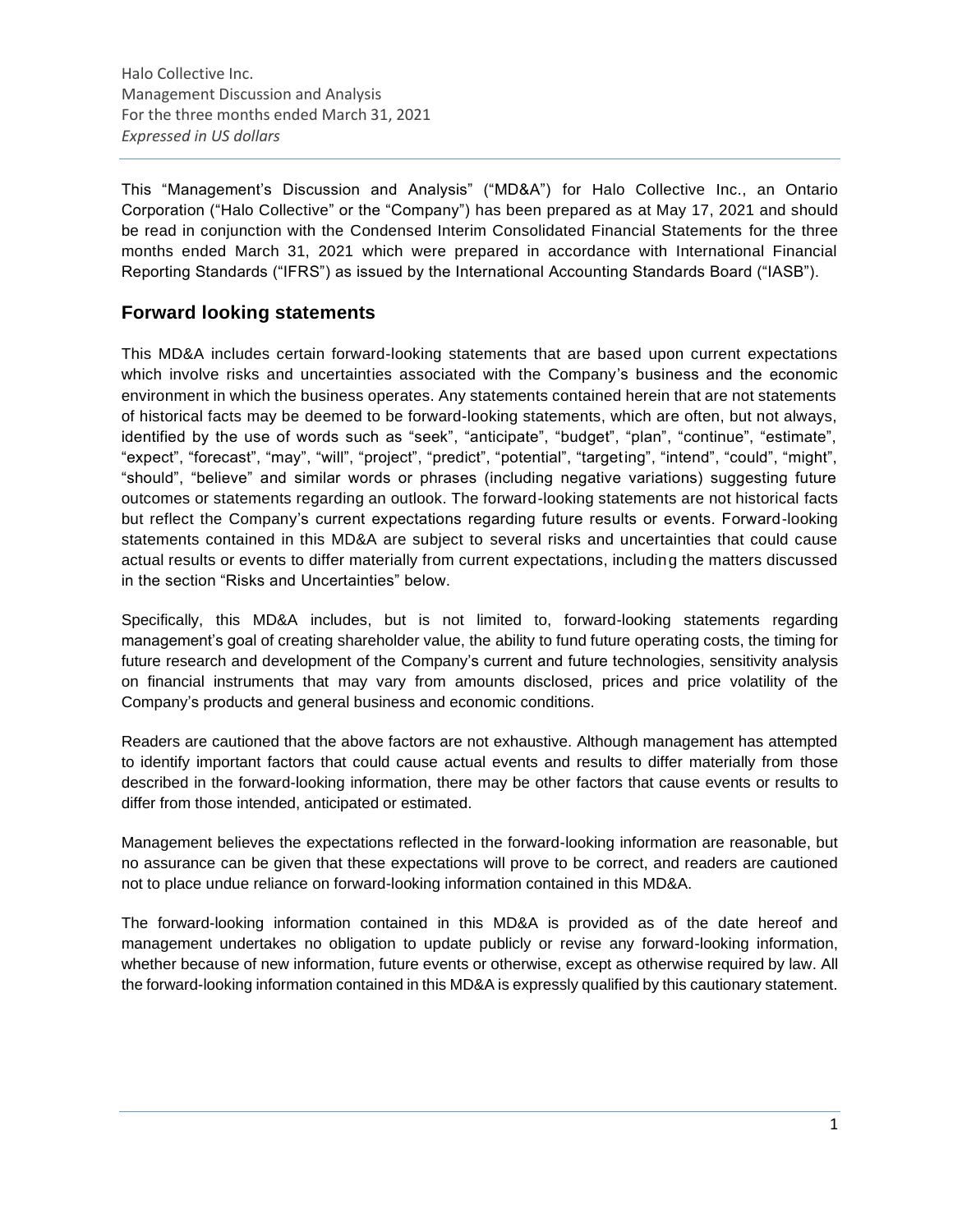This "Management's Discussion and Analysis" ("MD&A") for Halo Collective Inc., an Ontario Corporation ("Halo Collective" or the "Company") has been prepared as at May 17, 2021 and should be read in conjunction with the Condensed Interim Consolidated Financial Statements for the three months ended March 31, 2021 which were prepared in accordance with International Financial Reporting Standards ("IFRS") as issued by the International Accounting Standards Board ("IASB").

## Forward looking statements

This MD&A includes certain forward-looking statements that are based upon current expectations which involve risks and uncertainties associated with the Company's business and the economic environment in which the business operates. Any statements contained herein that are not statements of historical facts may be deemed to be forward-looking statements, which are often, but not always, identified by the use of words such as "seek", "anticipate", "budget", "plan", "continue", "estimate", "expect", "forecast", "may", "will", "project", "predict", "potential", "targeting", "intend", "could", "might", "should", "believe" and similar words or phrases (including negative variations) suggesting future outcomes or statements regarding an outlook. The forward-looking statements are not historical facts but reflect the Company's current expectations regarding future results or events. Forward-looking statements contained in this MD&A are subject to several risks and uncertainties that could cause actual results or events to differ materially from current expectations, including the matters discussed in the section "Risks and Uncertainties" below.

Specifically, this MD&A includes, but is not limited to, forward-looking statements regarding management's goal of creating shareholder value, the ability to fund future operating costs, the timing for future research and development of the Company's current and future technologies, sensitivity analysis on financial instruments that may vary from amounts disclosed, prices and price volatility of the Company's products and general business and economic conditions.

Readers are cautioned that the above factors are not exhaustive. Although management has attempted to identify important factors that could cause actual events and results to differ materially from those described in the forward-looking information, there may be other factors that cause events or results to differ from those intended, anticipated or estimated.

Management believes the expectations reflected in the forward-looking information are reasonable, but no assurance can be given that these expectations will prove to be correct, and readers are cautioned not to place undue reliance on forward-looking information contained in this MD&A.

The forward-looking information contained in this MD&A is provided as of the date hereof and management undertakes no obligation to update publicly or revise any forward-looking information, whether because of new information, future events or otherwise, except as otherwise required by law. All the forward-looking information contained in this MD&A is expressly qualified by this cautionary statement.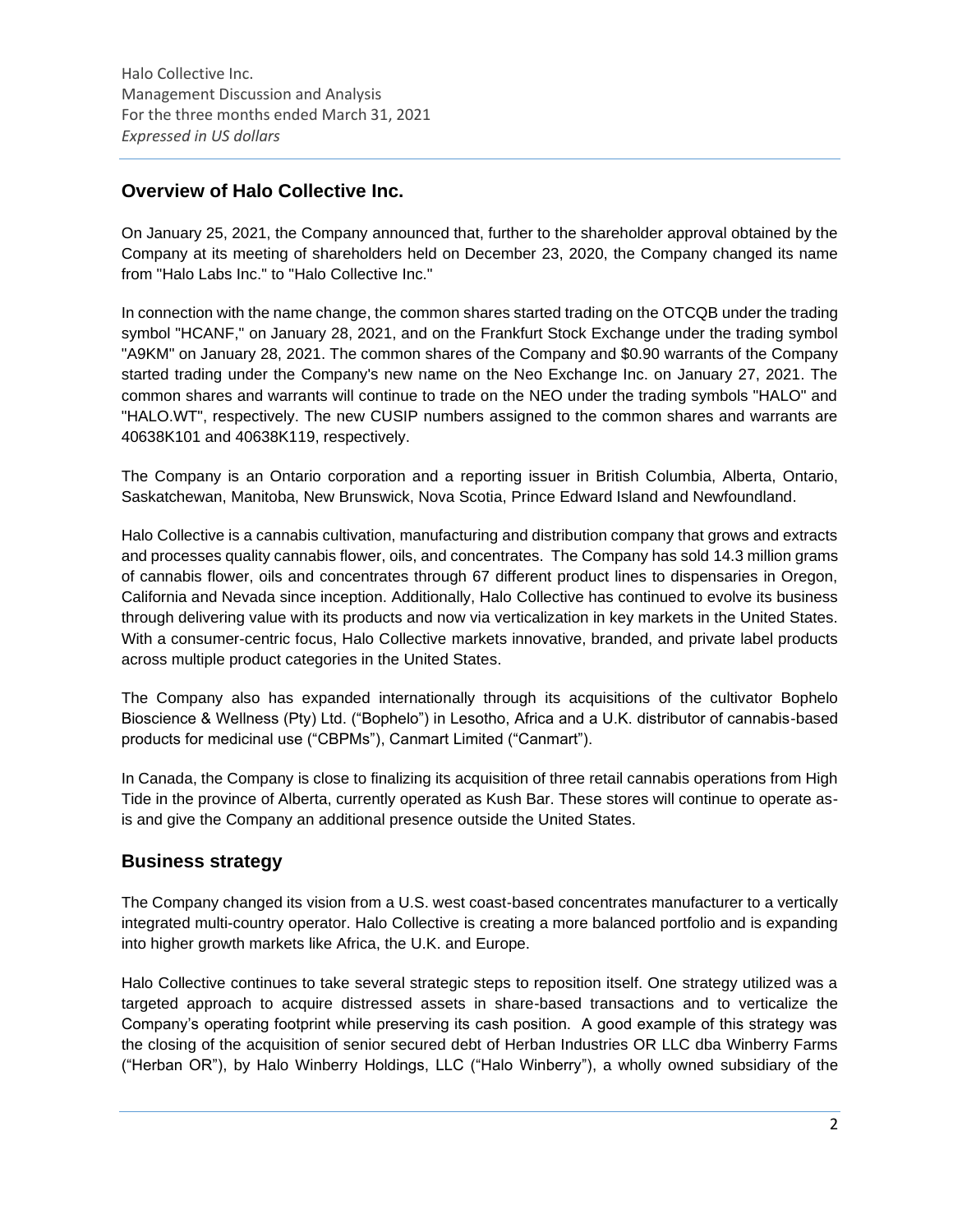## Overview of Halo Collective Inc.

On January 25, 2021, the Company announced that, further to the shareholder approval obtained by the Company at its meeting of shareholders held on December 23, 2020, the Company changed its name from "Halo Labs Inc." to "Halo Collective Inc."

In connection with the name change, the common shares started trading on the OTCQB under the trading symbol "HCANF," on January 28, 2021, and on the Frankfurt Stock Exchange under the trading symbol "A9KM" on January 28, 2021. The common shares of the Company and $0.90 warrants of the Company started trading under the Company's new name on the Neo Exchange Inc. on January 27, 2021. The common shares and warrants will continue to trade on the NEO under the trading symbols "HALO" and "HALO.WT", respectively. The new CUSIP numbers assigned to the common shares and warrants are 40638K101 and 40638K119, respectively.

The Company is an Ontario corporation and a reporting issuer in British Columbia, Alberta, Ontario, Saskatchewan, Manitoba, New Brunswick, Nova Scotia, Prince Edward Island and Newfoundland.

Halo Collective is a cannabis cultivation, manufacturing and distribution company that grows and extracts and processes quality cannabis flower, oils, and concentrates. The Company has sold 14.3 million grams of cannabis flower, oils and concentrates through 67 different product lines to dispensaries in Oregon, California and Nevada since inception. Additionally, Halo Collective has continued to evolve its business through delivering value with its products and now via verticalization in key markets in the United States. With a consumer-centric focus, Halo Collective markets innovative, branded, and private label products across multiple product categories in the United States.

The Company also has expanded internationally through its acquisitions of the cultivator Bophelo Bioscience & Wellness (Pty) Ltd. ("Bophelo") in Lesotho, Africa and a U.K. distributor of cannabis-based products for medicinal use ("CBPMs"), Canmart Limited ("Canmart").

In Canada, the Company is close to finalizing its acquisition of three retail cannabis operations from High Tide in the province of Alberta, currently operated as Kush Bar. These stores will continue to operate as-is and give the Company an additional presence outside the United States.

## Business strategy

The Company changed its vision from a U.S. west coast-based concentrates manufacturer to a vertically integrated multi-country operator. Halo Collective is creating a more balanced portfolio and is expanding into higher growth markets like Africa, the U.K. and Europe.

Halo Collective continues to take several strategic steps to reposition itself. One strategy utilized was a targeted approach to acquire distressed assets in share-based transactions and to verticalize the Company's operating footprint while preserving its cash position. A good example of this strategy was the closing of the acquisition of senior secured debt of Herban Industries OR LLC dba Winberry Farms ("Herban OR"), by Halo Winberry Holdings, LLC ("Halo Winberry"), a wholly owned subsidiary of the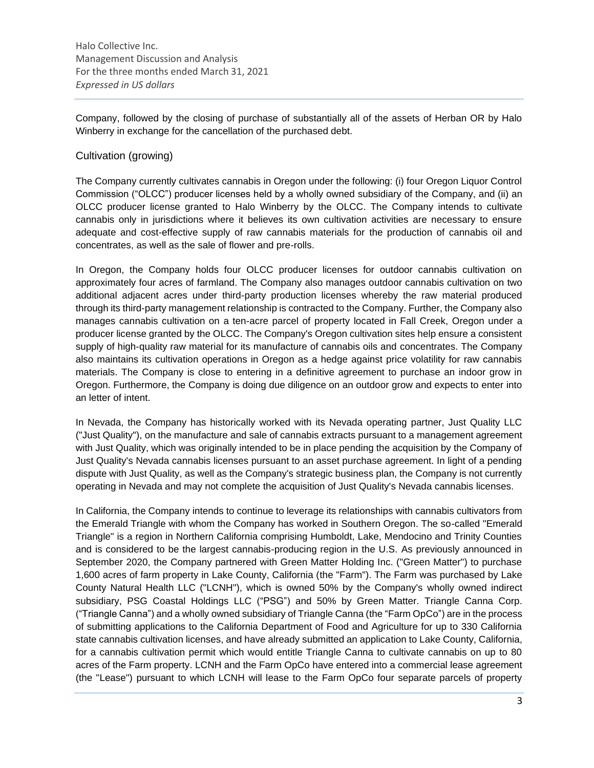Company, followed by the closing of purchase of substantially all of the assets of Herban OR by Halo Winberry in exchange for the cancellation of the purchased debt.

## Cultivation (growing)

The Company currently cultivates cannabis in Oregon under the following: (i) four Oregon Liquor Control Commission ("OLCC") producer licenses held by a wholly owned subsidiary of the Company, and (ii) an OLCC producer license granted to Halo Winberry by the OLCC. The Company intends to cultivate cannabis only in jurisdictions where it believes its own cultivation activities are necessary to ensure adequate and cost-effective supply of raw cannabis materials for the production of cannabis oil and concentrates, as well as the sale of flower and pre-rolls.

In Oregon, the Company holds four OLCC producer licenses for outdoor cannabis cultivation on approximately four acres of farmland. The Company also manages outdoor cannabis cultivation on two additional adjacent acres under third-party production licenses whereby the raw material produced through its third-party management relationship is contracted to the Company. Further, the Company also manages cannabis cultivation on a ten-acre parcel of property located in Fall Creek, Oregon under a producer license granted by the OLCC. The Company's Oregon cultivation sites help ensure a consistent supply of high-quality raw material for its manufacture of cannabis oils and concentrates. The Company also maintains its cultivation operations in Oregon as a hedge against price volatility for raw cannabis materials. The Company is close to entering in a definitive agreement to purchase an indoor grow in Oregon. Furthermore, the Company is doing due diligence on an outdoor grow and expects to enter into an letter of intent.

In Nevada, the Company has historically worked with its Nevada operating partner, Just Quality LLC ("Just Quality"), on the manufacture and sale of cannabis extracts pursuant to a management agreement with Just Quality, which was originally intended to be in place pending the acquisition by the Company of Just Quality's Nevada cannabis licenses pursuant to an asset purchase agreement. In light of a pending dispute with Just Quality, as well as the Company's strategic business plan, the Company is not currently operating in Nevada and may not complete the acquisition of Just Quality's Nevada cannabis licenses.

In California, the Company intends to continue to leverage its relationships with cannabis cultivators from the Emerald Triangle with whom the Company has worked in Southern Oregon. The so-called "Emerald Triangle" is a region in Northern California comprising Humboldt, Lake, Mendocino and Trinity Counties and is considered to be the largest cannabis-producing region in the U.S. As previously announced in September 2020, the Company partnered with Green Matter Holding Inc. ("Green Matter") to purchase 1,600 acres of farm property in Lake County, California (the "Farm"). The Farm was purchased by Lake County Natural Health LLC ("LCNH"), which is owned 50% by the Company's wholly owned indirect subsidiary, PSG Coastal Holdings LLC ("PSG") and 50% by Green Matter. Triangle Canna Corp. ("Triangle Canna") and a wholly owned subsidiary of Triangle Canna (the "Farm OpCo") are in the process of submitting applications to the California Department of Food and Agriculture for up to 330 California state cannabis cultivation licenses, and have already submitted an application to Lake County, California, for a cannabis cultivation permit which would entitle Triangle Canna to cultivate cannabis on up to 80 acres of the Farm property. LCNH and the Farm OpCo have entered into a commercial lease agreement (the "Lease") pursuant to which LCNH will lease to the Farm OpCo four separate parcels of property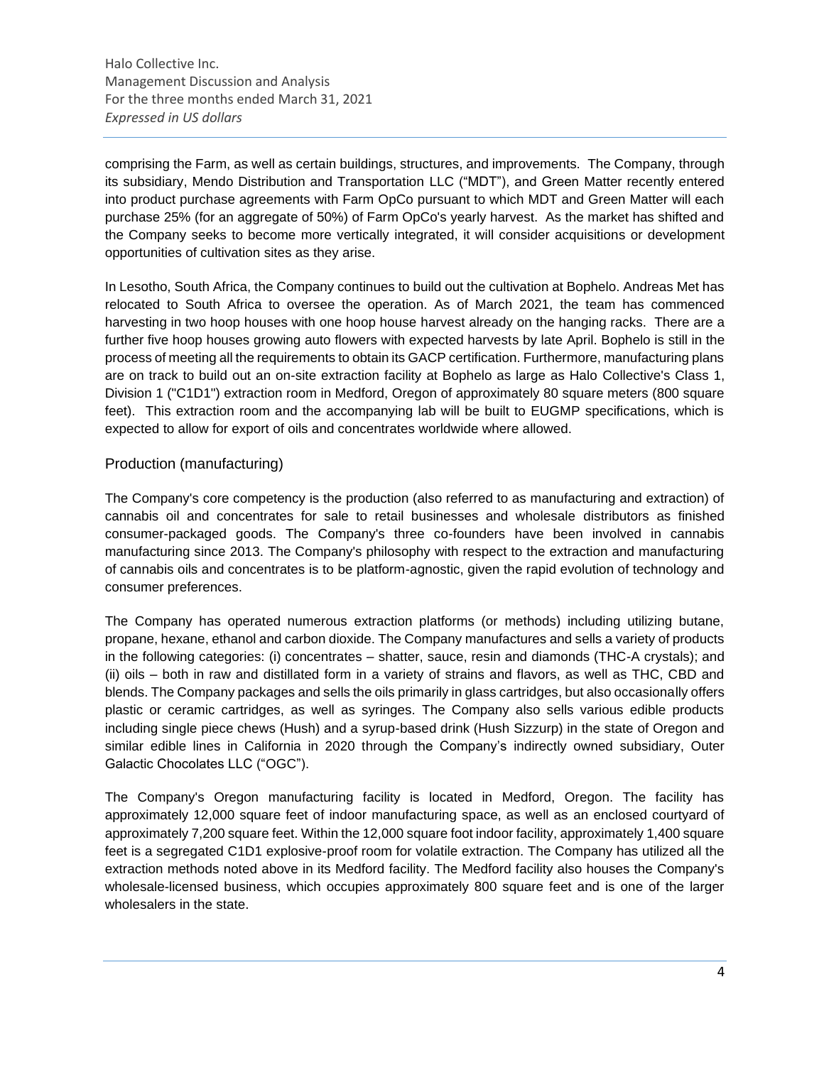comprising the Farm, as well as certain buildings, structures, and improvements. The Company, through its subsidiary, Mendo Distribution and Transportation LLC ("MDT"), and Green Matter recently entered into product purchase agreements with Farm OpCo pursuant to which MDT and Green Matter will each purchase 25% (for an aggregate of 50%) of Farm OpCo's yearly harvest. As the market has shifted and the Company seeks to become more vertically integrated, it will consider acquisitions or development opportunities of cultivation sites as they arise.

In Lesotho, South Africa, the Company continues to build out the cultivation at Bophelo. Andreas Met has relocated to South Africa to oversee the operation. As of March 2021, the team has commenced harvesting in two hoop houses with one hoop house harvest already on the hanging racks. There are a further five hoop houses growing auto flowers with expected harvests by late April. Bophelo is still in the process of meeting all the requirements to obtain its GACP certification. Furthermore, manufacturing plans are on track to build out an on-site extraction facility at Bophelo as large as Halo Collective's Class 1, Division 1 ("C1D1") extraction room in Medford, Oregon of approximately 80 square meters (800 square feet). This extraction room and the accompanying lab will be built to EUGMP specifications, which is expected to allow for export of oils and concentrates worldwide where allowed.

## Production (manufacturing)

The Company's core competency is the production (also referred to as manufacturing and extraction) of cannabis oil and concentrates for sale to retail businesses and wholesale distributors as finished consumer-packaged goods. The Company's three co-founders have been involved in cannabis manufacturing since 2013. The Company's philosophy with respect to the extraction and manufacturing of cannabis oils and concentrates is to be platform-agnostic, given the rapid evolution of technology and consumer preferences.

The Company has operated numerous extraction platforms (or methods) including utilizing butane, propane, hexane, ethanol and carbon dioxide. The Company manufactures and sells a variety of products in the following categories: (i) concentrates – shatter, sauce, resin and diamonds (THC-A crystals); and (ii) oils – both in raw and distillated form in a variety of strains and flavors, as well as THC, CBD and blends. The Company packages and sells the oils primarily in glass cartridges, but also occasionally offers plastic or ceramic cartridges, as well as syringes. The Company also sells various edible products including single piece chews (Hush) and a syrup-based drink (Hush Sizzurp) in the state of Oregon and similar edible lines in California in 2020 through the Company's indirectly owned subsidiary, Outer Galactic Chocolates LLC ("OGC").

The Company's Oregon manufacturing facility is located in Medford, Oregon. The facility has approximately 12,000 square feet of indoor manufacturing space, as well as an enclosed courtyard of approximately 7,200 square feet. Within the 12,000 square foot indoor facility, approximately 1,400 square feet is a segregated C1D1 explosive-proof room for volatile extraction. The Company has utilized all the extraction methods noted above in its Medford facility. The Medford facility also houses the Company's wholesale-licensed business, which occupies approximately 800 square feet and is one of the larger wholesalers in the state.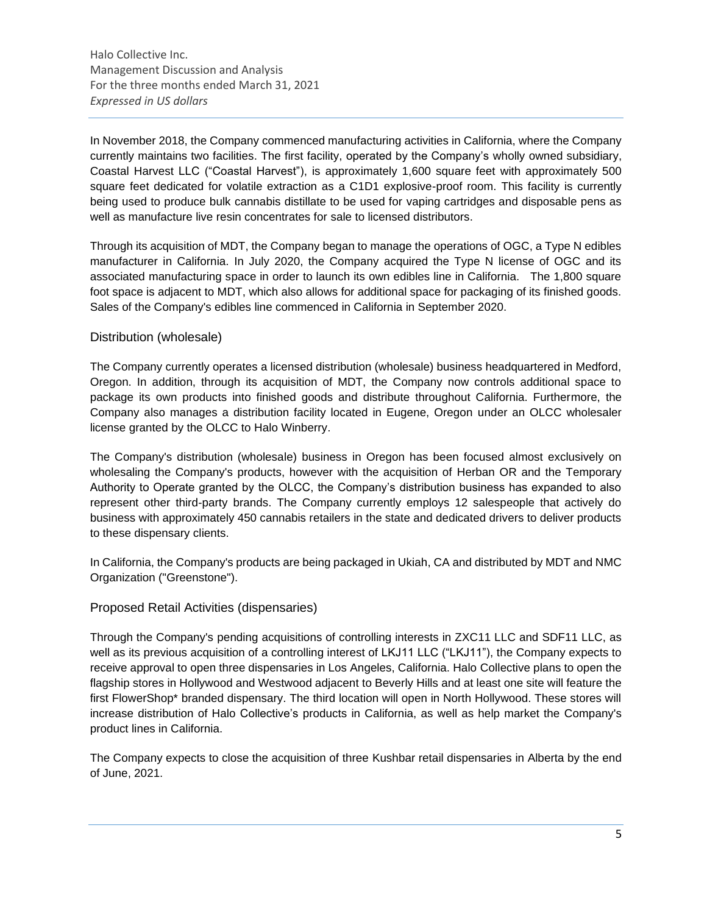In November 2018, the Company commenced manufacturing activities in California, where the Company currently maintains two facilities. The first facility, operated by the Company's wholly owned subsidiary, Coastal Harvest LLC ("Coastal Harvest"), is approximately 1,600 square feet with approximately 500 square feet dedicated for volatile extraction as a C1D1 explosive-proof room. This facility is currently being used to produce bulk cannabis distillate to be used for vaping cartridges and disposable pens as well as manufacture live resin concentrates for sale to licensed distributors.

Through its acquisition of MDT, the Company began to manage the operations of OGC, a Type N edibles manufacturer in California. In July 2020, the Company acquired the Type N license of OGC and its associated manufacturing space in order to launch its own edibles line in California. The 1,800 square foot space is adjacent to MDT, which also allows for additional space for packaging of its finished goods. Sales of the Company's edibles line commenced in California in September 2020.

## Distribution (wholesale)

The Company currently operates a licensed distribution (wholesale) business headquartered in Medford, Oregon. In addition, through its acquisition of MDT, the Company now controls additional space to package its own products into finished goods and distribute throughout California. Furthermore, the Company also manages a distribution facility located in Eugene, Oregon under an OLCC wholesaler license granted by the OLCC to Halo Winberry.

The Company's distribution (wholesale) business in Oregon has been focused almost exclusively on wholesaling the Company's products, however with the acquisition of Herban OR and the Temporary Authority to Operate granted by the OLCC, the Company's distribution business has expanded to also represent other third-party brands. The Company currently employs 12 salespeople that actively do business with approximately 450 cannabis retailers in the state and dedicated drivers to deliver products to these dispensary clients.

In California, the Company's products are being packaged in Ukiah, CA and distributed by MDT and NMC Organization ("Greenstone").

## Proposed Retail Activities (dispensaries)

Through the Company's pending acquisitions of controlling interests in ZXC11 LLC and SDF11 LLC, as well as its previous acquisition of a controlling interest of LKJ11 LLC ("LKJ11"), the Company expects to receive approval to open three dispensaries in Los Angeles, California. Halo Collective plans to open the flagship stores in Hollywood and Westwood adjacent to Beverly Hills and at least one site will feature the first FlowerShop* branded dispensary. The third location will open in North Hollywood. These stores will increase distribution of Halo Collective's products in California, as well as help market the Company's product lines in California.

The Company expects to close the acquisition of three Kushbar retail dispensaries in Alberta by the end of June, 2021.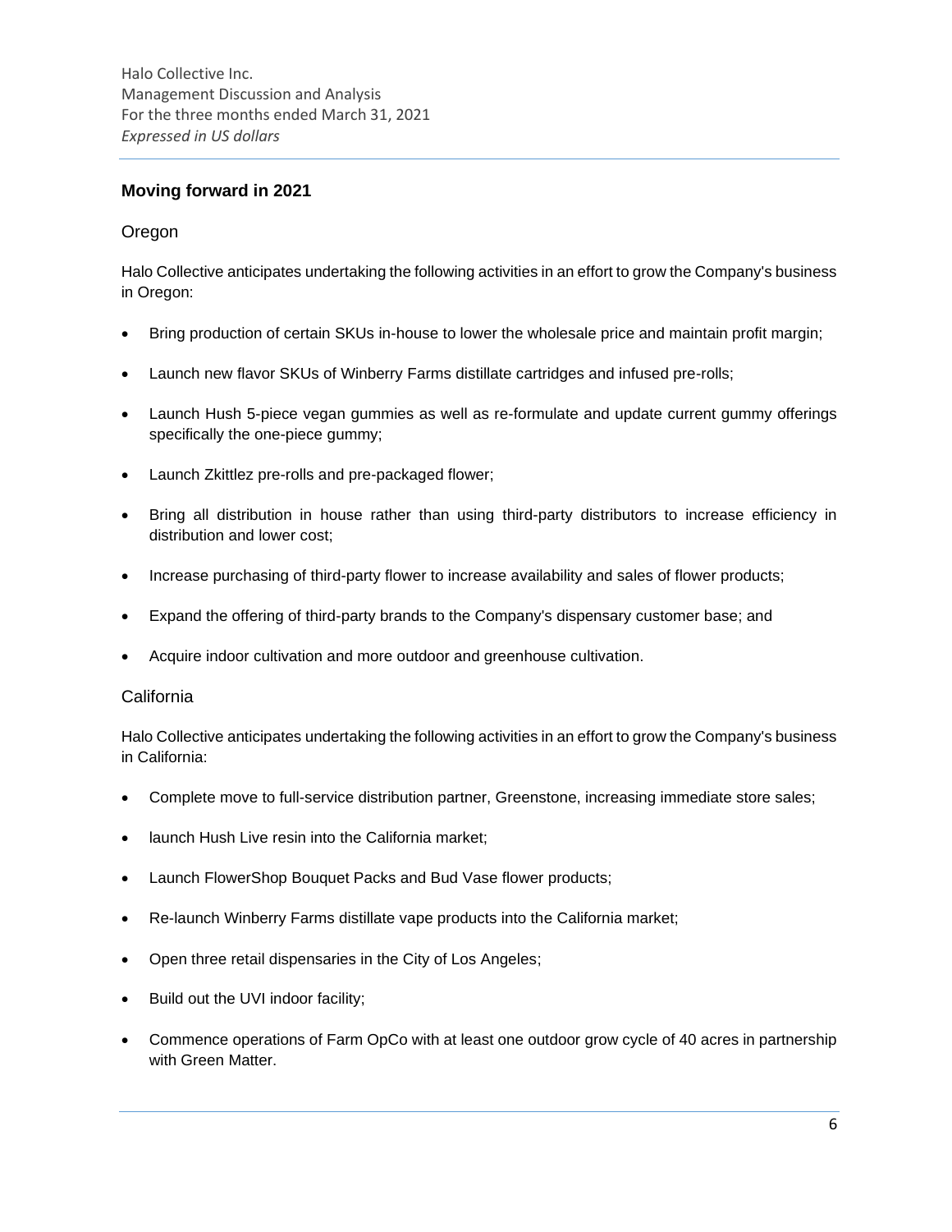## Moving forward in 2021

### Oregon

Halo Collective anticipates undertaking the following activities in an effort to grow the Company's business in Oregon:

- Bring production of certain SKUs in-house to lower the wholesale price and maintain profit margin;
- Launch new flavor SKUs of Winberry Farms distillate cartridges and infused pre-rolls;
- Launch Hush 5-piece vegan gummies as well as re-formulate and update current gummy offerings specifically the one-piece gummy;
- Launch Zkittlez pre-rolls and pre-packaged flower;
- Bring all distribution in house rather than using third-party distributors to increase efficiency in distribution and lower cost;
- Increase purchasing of third-party flower to increase availability and sales of flower products;
- Expand the offering of third-party brands to the Company's dispensary customer base; and
- Acquire indoor cultivation and more outdoor and greenhouse cultivation.

### California

Halo Collective anticipates undertaking the following activities in an effort to grow the Company's business in California:

- Complete move to full-service distribution partner, Greenstone, increasing immediate store sales;
- launch Hush Live resin into the California market;
- Launch FlowerShop Bouquet Packs and Bud Vase flower products;
- Re-launch Winberry Farms distillate vape products into the California market;
- Open three retail dispensaries in the City of Los Angeles;
- Build out the UVI indoor facility;
- Commence operations of Farm OpCo with at least one outdoor grow cycle of 40 acres in partnership with Green Matter.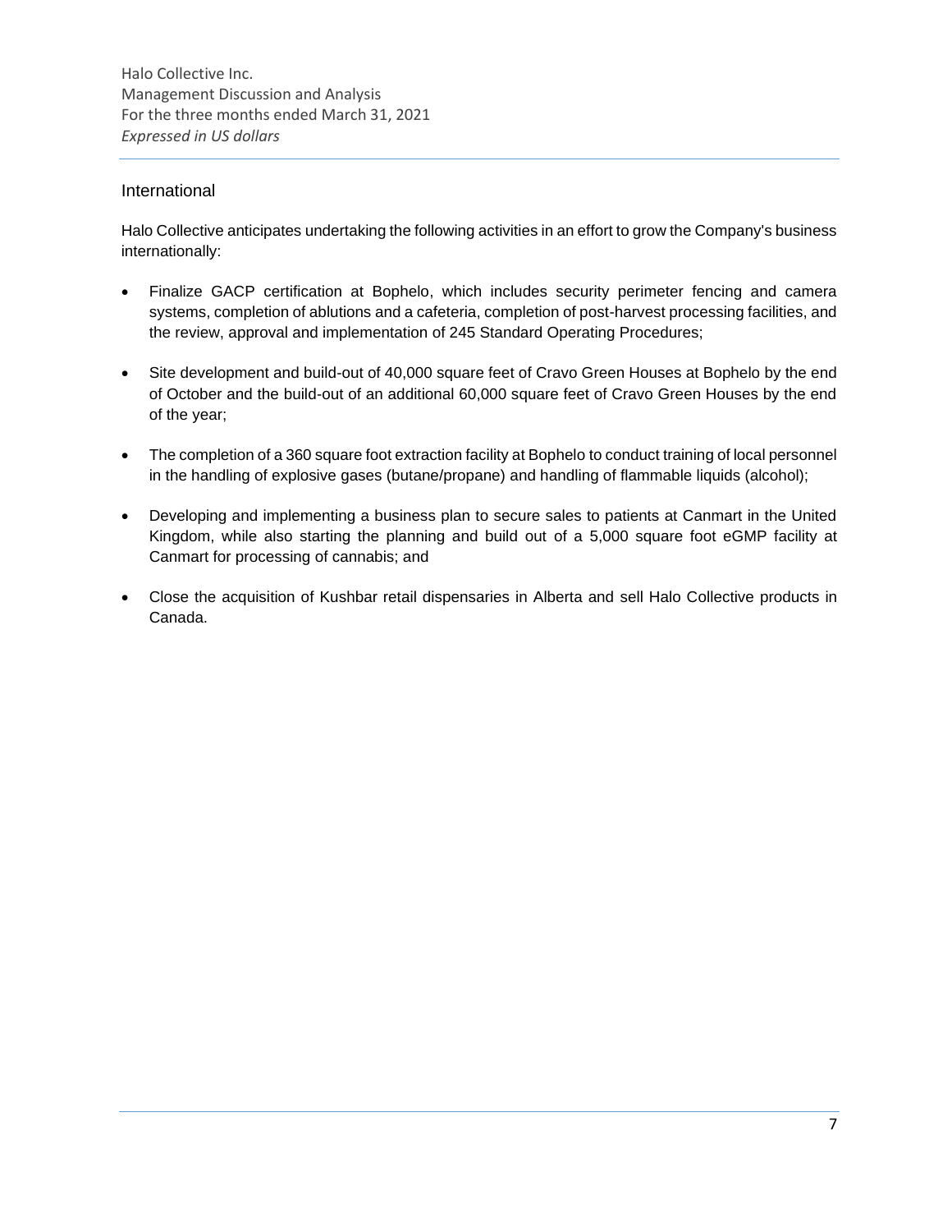## International

Halo Collective anticipates undertaking the following activities in an effort to grow the Company's business internationally:

- Finalize GACP certification at Bophelo, which includes security perimeter fencing and camera systems, completion of ablutions and a cafeteria, completion of post-harvest processing facilities, and the review, approval and implementation of 245 Standard Operating Procedures;
- Site development and build-out of 40,000 square feet of Cravo Green Houses at Bophelo by the end of October and the build-out of an additional 60,000 square feet of Cravo Green Houses by the end of the year;
- The completion of a 360 square foot extraction facility at Bophelo to conduct training of local personnel in the handling of explosive gases (butane/propane) and handling of flammable liquids (alcohol);
- Developing and implementing a business plan to secure sales to patients at Canmart in the United Kingdom, while also starting the planning and build out of a 5,000 square foot eGMP facility at Canmart for processing of cannabis; and
- Close the acquisition of Kushbar retail dispensaries in Alberta and sell Halo Collective products in Canada.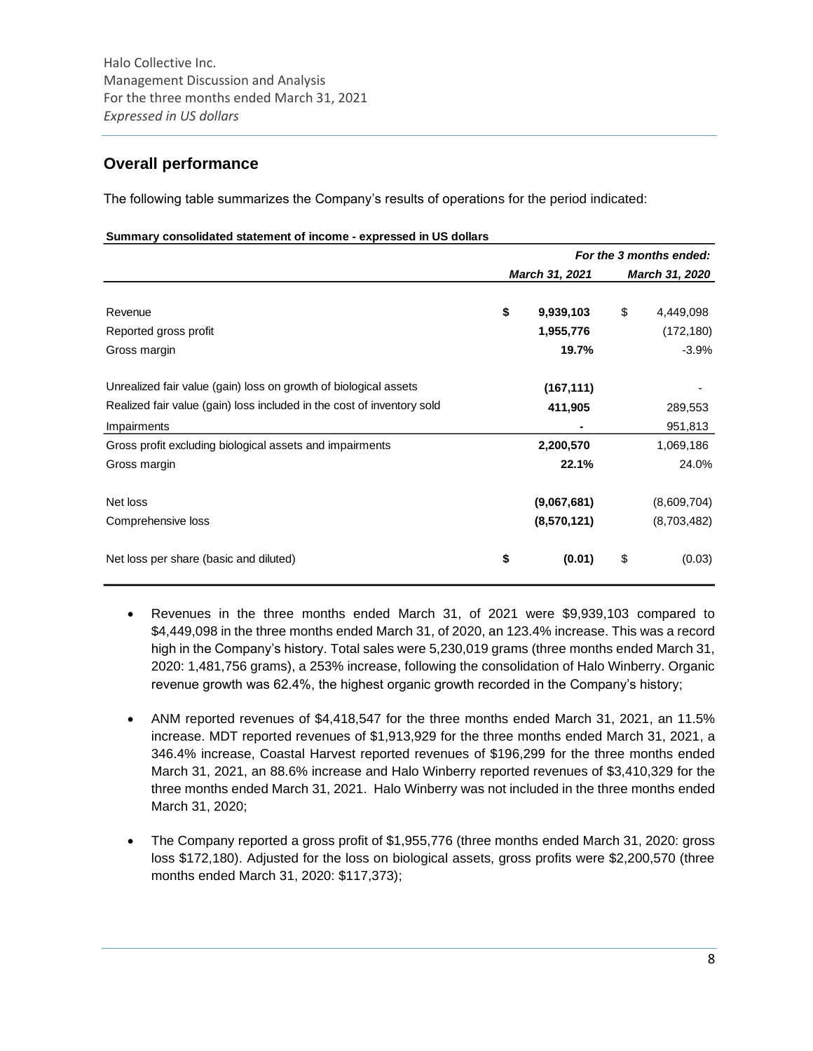## Overall performance

The following table summarizes the Company's results of operations for the period indicated:

**Summary consolidated statement of income - expressed in US dollars**

| | *For the 3 months ended:* | |
|---|---|---|
| | ***March 31, 2021*** | ***March 31, 2020*** |
| Revenue | **$ 9,939,103** | $ 4,449,098 |
| Reported gross profit | **1,955,776** | (172,180) |
| Gross margin | **19.7%** | -3.9% |
| Unrealized fair value (gain) loss on growth of biological assets | **(167,111)** | - |
| Realized fair value (gain) loss included in the cost of inventory sold | **411,905** | 289,553 |
| Impairments | **-** | 951,813 |
| Gross profit excluding biological assets and impairments | **2,200,570** | 1,069,186 |
| Gross margin | **22.1%** | 24.0% |
| Net loss | **(9,067,681)** | (8,609,704) |
| Comprehensive loss | **(8,570,121)** | (8,703,482) |
| Net loss per share (basic and diluted) | **$ (0.01)** | $ (0.03) |

- Revenues in the three months ended March 31, of 2021 were $9,939,103 compared to $4,449,098 in the three months ended March 31, of 2020, an 123.4% increase. This was a record high in the Company's history. Total sales were 5,230,019 grams (three months ended March 31, 2020: 1,481,756 grams), a 253% increase, following the consolidation of Halo Winberry. Organic revenue growth was 62.4%, the highest organic growth recorded in the Company's history;

- ANM reported revenues of $4,418,547 for the three months ended March 31, 2021, an 11.5% increase. MDT reported revenues of $1,913,929 for the three months ended March 31, 2021, a 346.4% increase, Coastal Harvest reported revenues of $196,299 for the three months ended March 31, 2021, an 88.6% increase and Halo Winberry reported revenues of $3,410,329 for the three months ended March 31, 2021. Halo Winberry was not included in the three months ended March 31, 2020;

- The Company reported a gross profit of $1,955,776 (three months ended March 31, 2020: gross loss $172,180). Adjusted for the loss on biological assets, gross profits were $2,200,570 (three months ended March 31, 2020: $117,373);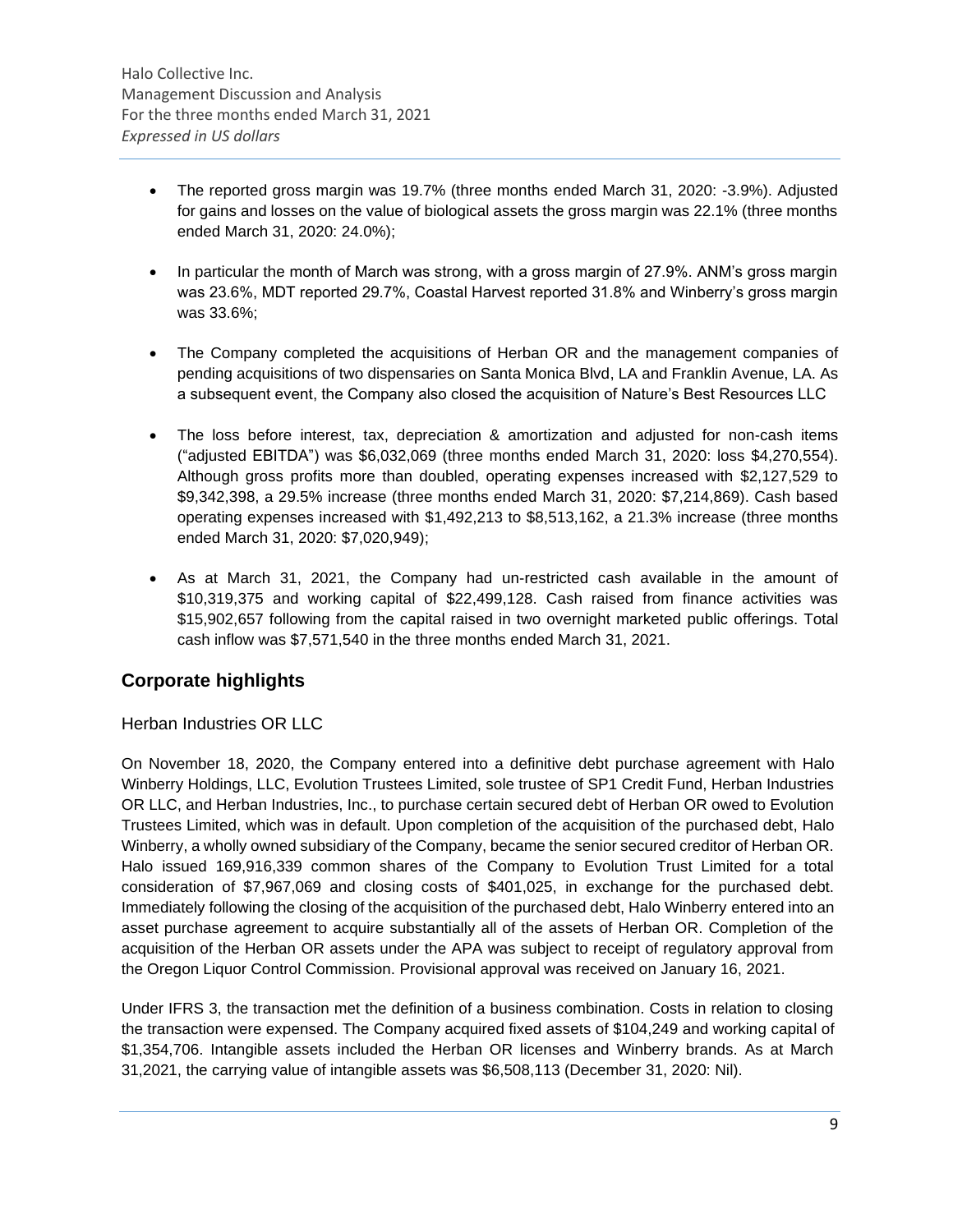- The reported gross margin was 19.7% (three months ended March 31, 2020: -3.9%). Adjusted for gains and losses on the value of biological assets the gross margin was 22.1% (three months ended March 31, 2020: 24.0%);

- In particular the month of March was strong, with a gross margin of 27.9%. ANM's gross margin was 23.6%, MDT reported 29.7%, Coastal Harvest reported 31.8% and Winberry's gross margin was 33.6%;

- The Company completed the acquisitions of Herban OR and the management companies of pending acquisitions of two dispensaries on Santa Monica Blvd, LA and Franklin Avenue, LA. As a subsequent event, the Company also closed the acquisition of Nature's Best Resources LLC

- The loss before interest, tax, depreciation & amortization and adjusted for non-cash items ("adjusted EBITDA") was $6,032,069 (three months ended March 31, 2020: loss $4,270,554). Although gross profits more than doubled, operating expenses increased with $2,127,529 to $9,342,398, a 29.5% increase (three months ended March 31, 2020: $7,214,869). Cash based operating expenses increased with $1,492,213 to $8,513,162, a 21.3% increase (three months ended March 31, 2020: $7,020,949);

- As at March 31, 2021, the Company had un-restricted cash available in the amount of $10,319,375 and working capital of $22,499,128. Cash raised from finance activities was $15,902,657 following from the capital raised in two overnight marketed public offerings. Total cash inflow was $7,571,540 in the three months ended March 31, 2021.

## Corporate highlights

### Herban Industries OR LLC

On November 18, 2020, the Company entered into a definitive debt purchase agreement with Halo Winberry Holdings, LLC, Evolution Trustees Limited, sole trustee of SP1 Credit Fund, Herban Industries OR LLC, and Herban Industries, Inc., to purchase certain secured debt of Herban OR owed to Evolution Trustees Limited, which was in default. Upon completion of the acquisition of the purchased debt, Halo Winberry, a wholly owned subsidiary of the Company, became the senior secured creditor of Herban OR. Halo issued 169,916,339 common shares of the Company to Evolution Trust Limited for a total consideration of $7,967,069 and closing costs of $401,025, in exchange for the purchased debt. Immediately following the closing of the acquisition of the purchased debt, Halo Winberry entered into an asset purchase agreement to acquire substantially all of the assets of Herban OR. Completion of the acquisition of the Herban OR assets under the APA was subject to receipt of regulatory approval from the Oregon Liquor Control Commission. Provisional approval was received on January 16, 2021.

Under IFRS 3, the transaction met the definition of a business combination. Costs in relation to closing the transaction were expensed. The Company acquired fixed assets of $104,249 and working capital of $1,354,706. Intangible assets included the Herban OR licenses and Winberry brands. As at March 31,2021, the carrying value of intangible assets was $6,508,113 (December 31, 2020: Nil).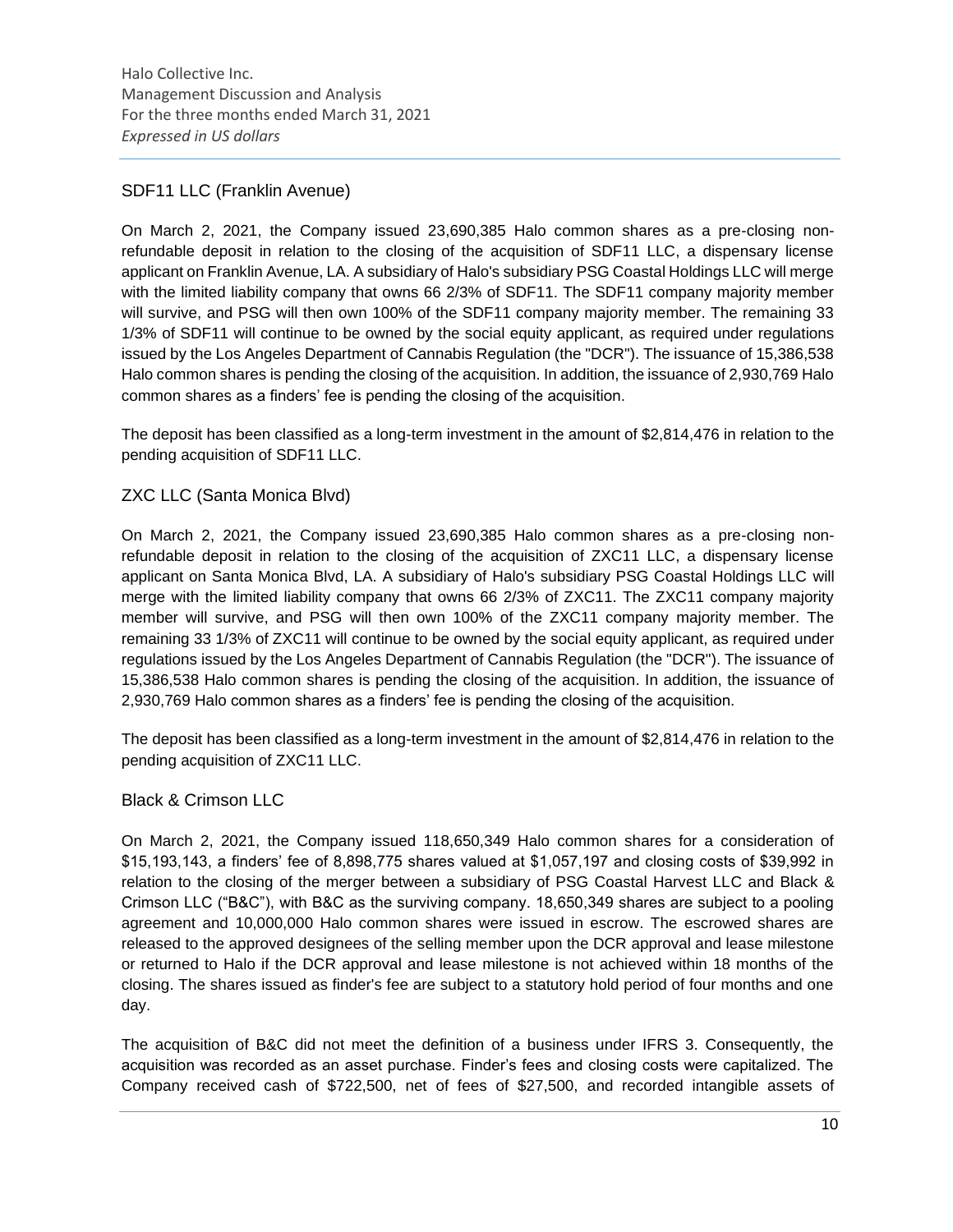## SDF11 LLC (Franklin Avenue)

On March 2, 2021, the Company issued 23,690,385 Halo common shares as a pre-closing non-refundable deposit in relation to the closing of the acquisition of SDF11 LLC, a dispensary license applicant on Franklin Avenue, LA. A subsidiary of Halo's subsidiary PSG Coastal Holdings LLC will merge with the limited liability company that owns 66 2/3% of SDF11. The SDF11 company majority member will survive, and PSG will then own 100% of the SDF11 company majority member. The remaining 33 1/3% of SDF11 will continue to be owned by the social equity applicant, as required under regulations issued by the Los Angeles Department of Cannabis Regulation (the "DCR"). The issuance of 15,386,538 Halo common shares is pending the closing of the acquisition. In addition, the issuance of 2,930,769 Halo common shares as a finders' fee is pending the closing of the acquisition.

The deposit has been classified as a long-term investment in the amount of $2,814,476 in relation to the pending acquisition of SDF11 LLC.

## ZXC LLC (Santa Monica Blvd)

On March 2, 2021, the Company issued 23,690,385 Halo common shares as a pre-closing non-refundable deposit in relation to the closing of the acquisition of ZXC11 LLC, a dispensary license applicant on Santa Monica Blvd, LA. A subsidiary of Halo's subsidiary PSG Coastal Holdings LLC will merge with the limited liability company that owns 66 2/3% of ZXC11. The ZXC11 company majority member will survive, and PSG will then own 100% of the ZXC11 company majority member. The remaining 33 1/3% of ZXC11 will continue to be owned by the social equity applicant, as required under regulations issued by the Los Angeles Department of Cannabis Regulation (the "DCR"). The issuance of 15,386,538 Halo common shares is pending the closing of the acquisition. In addition, the issuance of 2,930,769 Halo common shares as a finders' fee is pending the closing of the acquisition.

The deposit has been classified as a long-term investment in the amount of $2,814,476 in relation to the pending acquisition of ZXC11 LLC.

## Black & Crimson LLC

On March 2, 2021, the Company issued 118,650,349 Halo common shares for a consideration of $15,193,143, a finders' fee of 8,898,775 shares valued at $1,057,197 and closing costs of $39,992 in relation to the closing of the merger between a subsidiary of PSG Coastal Harvest LLC and Black & Crimson LLC ("B&C"), with B&C as the surviving company. 18,650,349 shares are subject to a pooling agreement and 10,000,000 Halo common shares were issued in escrow. The escrowed shares are released to the approved designees of the selling member upon the DCR approval and lease milestone or returned to Halo if the DCR approval and lease milestone is not achieved within 18 months of the closing. The shares issued as finder's fee are subject to a statutory hold period of four months and one day.

The acquisition of B&C did not meet the definition of a business under IFRS 3. Consequently, the acquisition was recorded as an asset purchase. Finder's fees and closing costs were capitalized. The Company received cash of $722,500, net of fees of $27,500, and recorded intangible assets of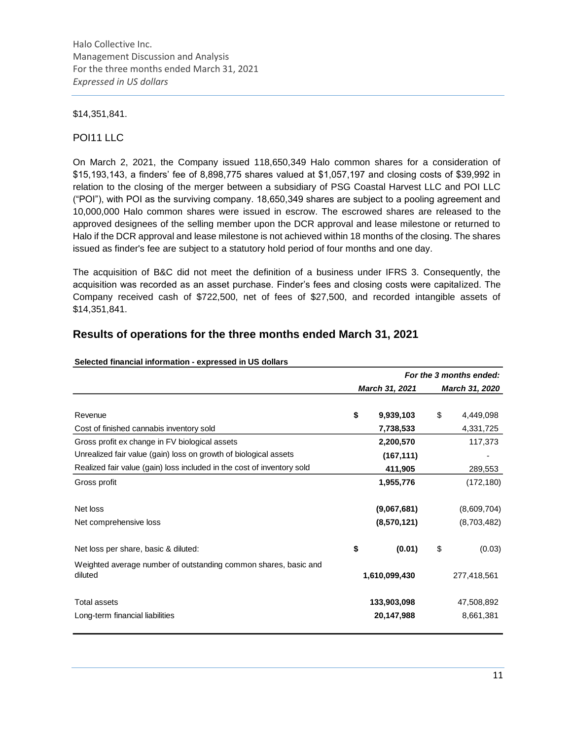$14,351,841.

### POI11 LLC

On March 2, 2021, the Company issued 118,650,349 Halo common shares for a consideration of $15,193,143, a finders' fee of 8,898,775 shares valued at $1,057,197 and closing costs of $39,992 in relation to the closing of the merger between a subsidiary of PSG Coastal Harvest LLC and POI LLC ("POI"), with POI as the surviving company. 18,650,349 shares are subject to a pooling agreement and 10,000,000 Halo common shares were issued in escrow. The escrowed shares are released to the approved designees of the selling member upon the DCR approval and lease milestone or returned to Halo if the DCR approval and lease milestone is not achieved within 18 months of the closing. The shares issued as finder's fee are subject to a statutory hold period of four months and one day.

The acquisition of B&C did not meet the definition of a business under IFRS 3. Consequently, the acquisition was recorded as an asset purchase. Finder's fees and closing costs were capitalized. The Company received cash of $722,500, net of fees of $27,500, and recorded intangible assets of $14,351,841.

## Results of operations for the three months ended March 31, 2021

**Selected financial information - expressed in US dollars**

| | *For the 3 months ended:* | |
|---|---|---|
| | *March 31, 2021* | *March 31, 2020* |
| Revenue | **$ 9,939,103** | $ 4,449,098 |
| Cost of finished cannabis inventory sold | **7,738,533** | 4,331,725 |
| Gross profit ex change in FV biological assets | **2,200,570** | 117,373 |
| Unrealized fair value (gain) loss on growth of biological assets | **(167,111)** | - |
| Realized fair value (gain) loss included in the cost of inventory sold | **411,905** | 289,553 |
| Gross profit | **1,955,776** | (172,180) |
| Net loss | **(9,067,681)** | (8,609,704) |
| Net comprehensive loss | **(8,570,121)** | (8,703,482) |
| Net loss per share, basic & diluted: | **$ (0.01)** | $ (0.03) |
| Weighted average number of outstanding common shares, basic and diluted | **1,610,099,430** | 277,418,561 |
| Total assets | **133,903,098** | 47,508,892 |
| Long-term financial liabilities | **20,147,988** | 8,661,381 |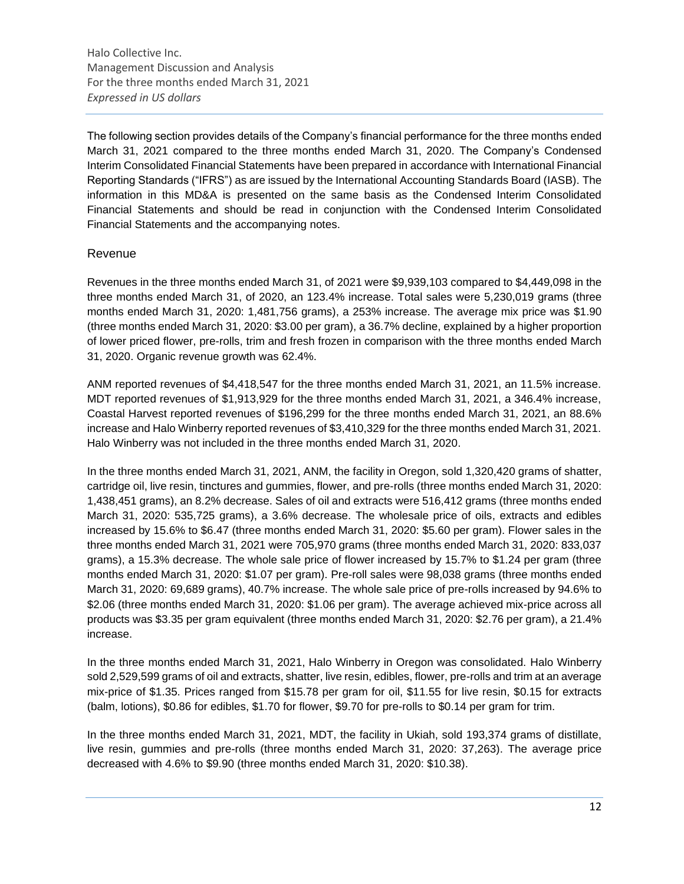The following section provides details of the Company's financial performance for the three months ended March 31, 2021 compared to the three months ended March 31, 2020. The Company's Condensed Interim Consolidated Financial Statements have been prepared in accordance with International Financial Reporting Standards ("IFRS") as are issued by the International Accounting Standards Board (IASB). The information in this MD&A is presented on the same basis as the Condensed Interim Consolidated Financial Statements and should be read in conjunction with the Condensed Interim Consolidated Financial Statements and the accompanying notes.

## Revenue

Revenues in the three months ended March 31, of 2021 were $9,939,103 compared to $4,449,098 in the three months ended March 31, of 2020, an 123.4% increase. Total sales were 5,230,019 grams (three months ended March 31, 2020: 1,481,756 grams), a 253% increase. The average mix price was $1.90 (three months ended March 31, 2020: $3.00 per gram), a 36.7% decline, explained by a higher proportion of lower priced flower, pre-rolls, trim and fresh frozen in comparison with the three months ended March 31, 2020. Organic revenue growth was 62.4%.

ANM reported revenues of $4,418,547 for the three months ended March 31, 2021, an 11.5% increase. MDT reported revenues of $1,913,929 for the three months ended March 31, 2021, a 346.4% increase, Coastal Harvest reported revenues of $196,299 for the three months ended March 31, 2021, an 88.6% increase and Halo Winberry reported revenues of $3,410,329 for the three months ended March 31, 2021. Halo Winberry was not included in the three months ended March 31, 2020.

In the three months ended March 31, 2021, ANM, the facility in Oregon, sold 1,320,420 grams of shatter, cartridge oil, live resin, tinctures and gummies, flower, and pre-rolls (three months ended March 31, 2020: 1,438,451 grams), an 8.2% decrease. Sales of oil and extracts were 516,412 grams (three months ended March 31, 2020: 535,725 grams), a 3.6% decrease. The wholesale price of oils, extracts and edibles increased by 15.6% to $6.47 (three months ended March 31, 2020: $5.60 per gram). Flower sales in the three months ended March 31, 2021 were 705,970 grams (three months ended March 31, 2020: 833,037 grams), a 15.3% decrease. The whole sale price of flower increased by 15.7% to $1.24 per gram (three months ended March 31, 2020: $1.07 per gram). Pre-roll sales were 98,038 grams (three months ended March 31, 2020: 69,689 grams), 40.7% increase. The whole sale price of pre-rolls increased by 94.6% to $2.06 (three months ended March 31, 2020: $1.06 per gram). The average achieved mix-price across all products was $3.35 per gram equivalent (three months ended March 31, 2020: $2.76 per gram), a 21.4% increase.

In the three months ended March 31, 2021, Halo Winberry in Oregon was consolidated. Halo Winberry sold 2,529,599 grams of oil and extracts, shatter, live resin, edibles, flower, pre-rolls and trim at an average mix-price of $1.35. Prices ranged from $15.78 per gram for oil, $11.55 for live resin, $0.15 for extracts (balm, lotions), $0.86 for edibles, $1.70 for flower, $9.70 for pre-rolls to $0.14 per gram for trim.

In the three months ended March 31, 2021, MDT, the facility in Ukiah, sold 193,374 grams of distillate, live resin, gummies and pre-rolls (three months ended March 31, 2020: 37,263). The average price decreased with 4.6% to $9.90 (three months ended March 31, 2020: $10.38).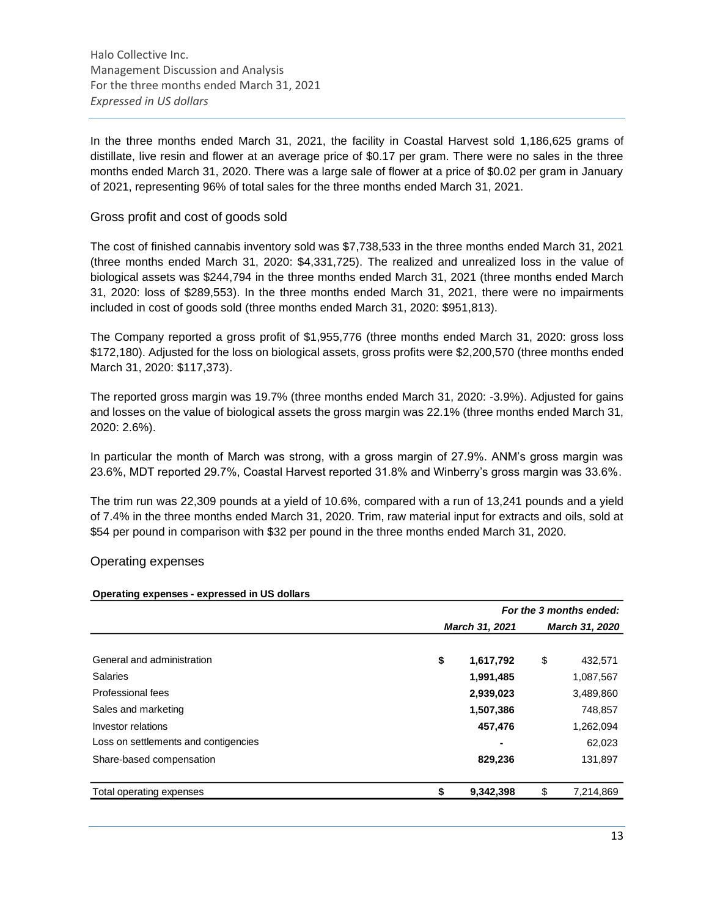In the three months ended March 31, 2021, the facility in Coastal Harvest sold 1,186,625 grams of distillate, live resin and flower at an average price of $0.17 per gram. There were no sales in the three months ended March 31, 2020. There was a large sale of flower at a price of $0.02 per gram in January of 2021, representing 96% of total sales for the three months ended March 31, 2021.

## Gross profit and cost of goods sold

The cost of finished cannabis inventory sold was $7,738,533 in the three months ended March 31, 2021 (three months ended March 31, 2020: $4,331,725). The realized and unrealized loss in the value of biological assets was $244,794 in the three months ended March 31, 2021 (three months ended March 31, 2020: loss of $289,553). In the three months ended March 31, 2021, there were no impairments included in cost of goods sold (three months ended March 31, 2020: $951,813).

The Company reported a gross profit of $1,955,776 (three months ended March 31, 2020: gross loss $172,180). Adjusted for the loss on biological assets, gross profits were $2,200,570 (three months ended March 31, 2020: $117,373).

The reported gross margin was 19.7% (three months ended March 31, 2020: -3.9%). Adjusted for gains and losses on the value of biological assets the gross margin was 22.1% (three months ended March 31, 2020: 2.6%).

In particular the month of March was strong, with a gross margin of 27.9%. ANM's gross margin was 23.6%, MDT reported 29.7%, Coastal Harvest reported 31.8% and Winberry's gross margin was 33.6%.

The trim run was 22,309 pounds at a yield of 10.6%, compared with a run of 13,241 pounds and a yield of 7.4% in the three months ended March 31, 2020. Trim, raw material input for extracts and oils, sold at $54 per pound in comparison with $32 per pound in the three months ended March 31, 2020.

## Operating expenses

**Operating expenses - expressed in US dollars**

| | *For the 3 months ended:* | |
|---|---|---|
| | ***March 31, 2021*** | ***March 31, 2020*** |
| General and administration | **$ 1,617,792** | $ 432,571 |
| Salaries | **1,991,485** | 1,087,567 |
| Professional fees | **2,939,023** | 3,489,860 |
| Sales and marketing | **1,507,386** | 748,857 |
| Investor relations | **457,476** | 1,262,094 |
| Loss on settlements and contigencies | **-** | 62,023 |
| Share-based compensation | **829,236** | 131,897 |
| Total operating expenses | **$ 9,342,398** | $ 7,214,869 |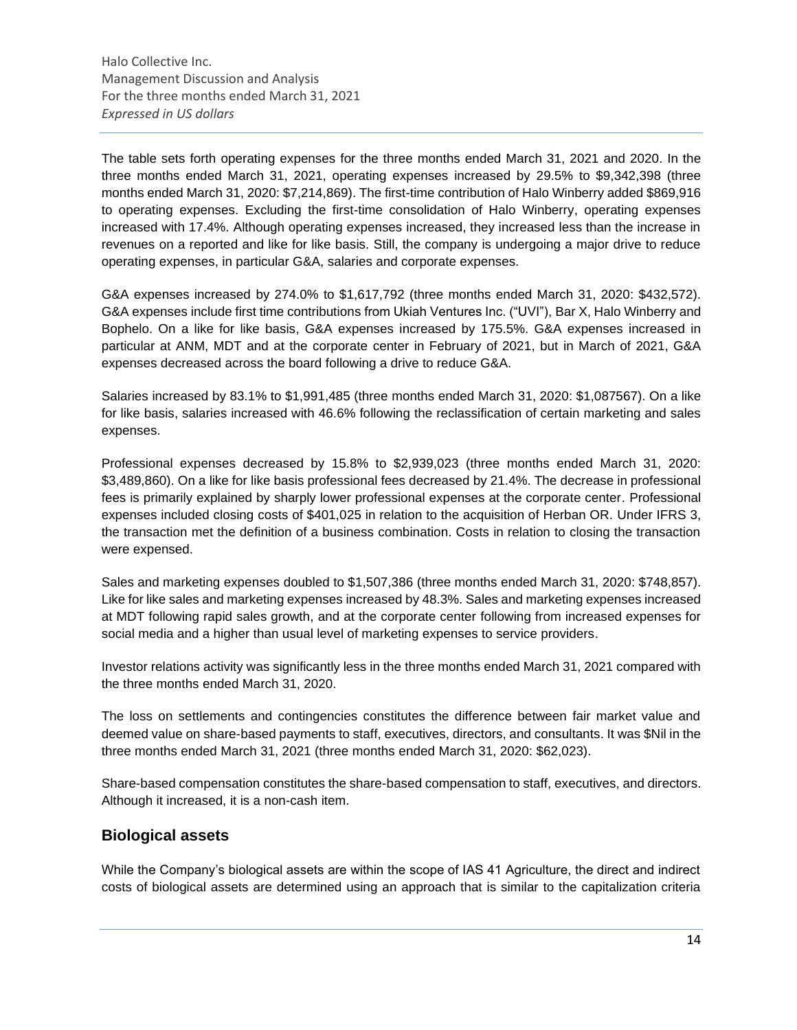The table sets forth operating expenses for the three months ended March 31, 2021 and 2020. In the three months ended March 31, 2021, operating expenses increased by 29.5% to $9,342,398 (three months ended March 31, 2020: $7,214,869). The first-time contribution of Halo Winberry added $869,916 to operating expenses. Excluding the first-time consolidation of Halo Winberry, operating expenses increased with 17.4%. Although operating expenses increased, they increased less than the increase in revenues on a reported and like for like basis. Still, the company is undergoing a major drive to reduce operating expenses, in particular G&A, salaries and corporate expenses.

G&A expenses increased by 274.0% to $1,617,792 (three months ended March 31, 2020: $432,572). G&A expenses include first time contributions from Ukiah Ventures Inc. ("UVI"), Bar X, Halo Winberry and Bophelo. On a like for like basis, G&A expenses increased by 175.5%. G&A expenses increased in particular at ANM, MDT and at the corporate center in February of 2021, but in March of 2021, G&A expenses decreased across the board following a drive to reduce G&A.

Salaries increased by 83.1% to $1,991,485 (three months ended March 31, 2020: $1,087567). On a like for like basis, salaries increased with 46.6% following the reclassification of certain marketing and sales expenses.

Professional expenses decreased by 15.8% to $2,939,023 (three months ended March 31, 2020: $3,489,860). On a like for like basis professional fees decreased by 21.4%. The decrease in professional fees is primarily explained by sharply lower professional expenses at the corporate center. Professional expenses included closing costs of $401,025 in relation to the acquisition of Herban OR. Under IFRS 3, the transaction met the definition of a business combination. Costs in relation to closing the transaction were expensed.

Sales and marketing expenses doubled to $1,507,386 (three months ended March 31, 2020: $748,857). Like for like sales and marketing expenses increased by 48.3%. Sales and marketing expenses increased at MDT following rapid sales growth, and at the corporate center following from increased expenses for social media and a higher than usual level of marketing expenses to service providers.

Investor relations activity was significantly less in the three months ended March 31, 2021 compared with the three months ended March 31, 2020.

The loss on settlements and contingencies constitutes the difference between fair market value and deemed value on share-based payments to staff, executives, directors, and consultants. It was $Nil in the three months ended March 31, 2021 (three months ended March 31, 2020: $62,023).

Share-based compensation constitutes the share-based compensation to staff, executives, and directors. Although it increased, it is a non-cash item.

## Biological assets

While the Company's biological assets are within the scope of IAS 41 Agriculture, the direct and indirect costs of biological assets are determined using an approach that is similar to the capitalization criteria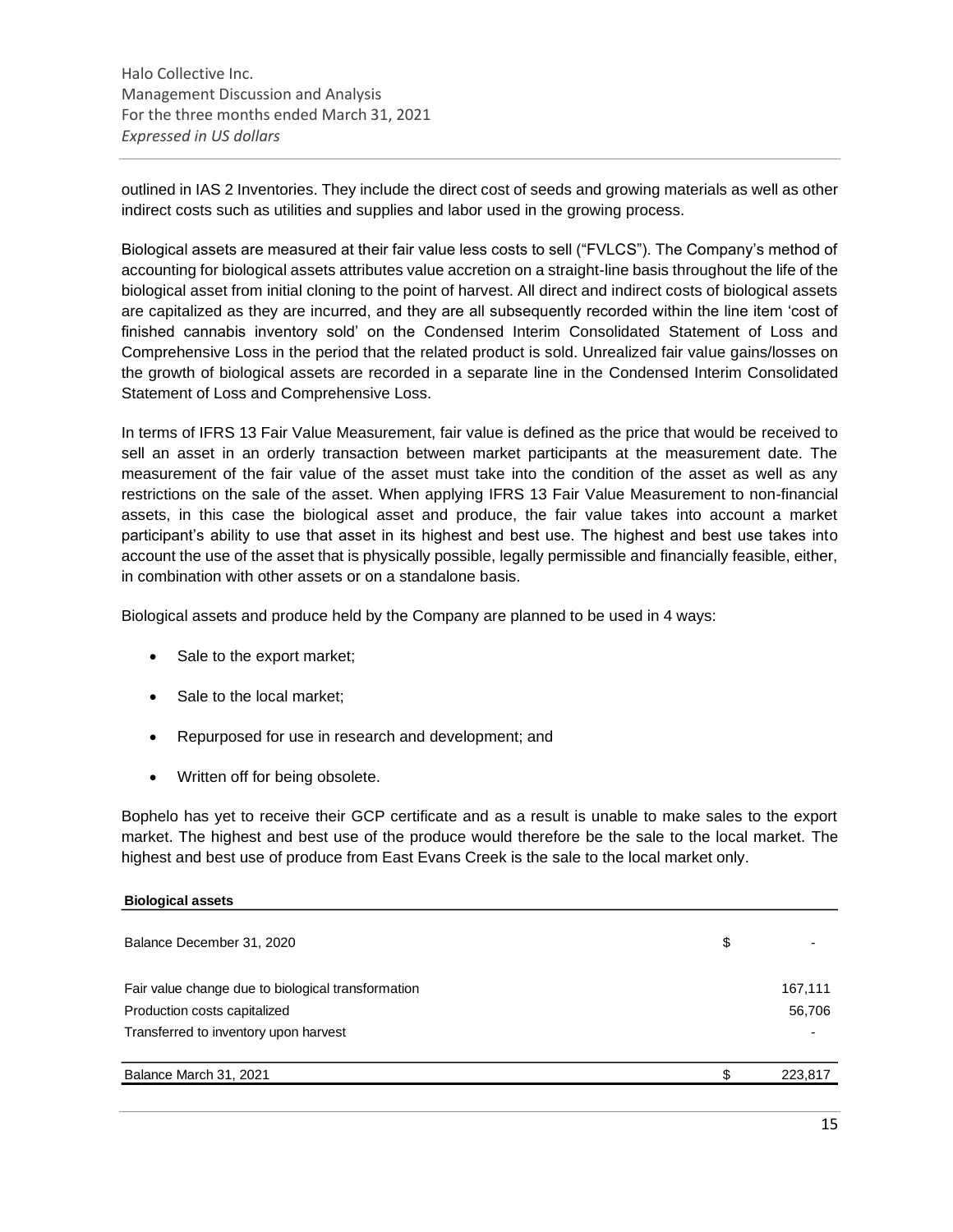outlined in IAS 2 Inventories. They include the direct cost of seeds and growing materials as well as other indirect costs such as utilities and supplies and labor used in the growing process.

Biological assets are measured at their fair value less costs to sell ("FVLCS"). The Company's method of accounting for biological assets attributes value accretion on a straight-line basis throughout the life of the biological asset from initial cloning to the point of harvest. All direct and indirect costs of biological assets are capitalized as they are incurred, and they are all subsequently recorded within the line item 'cost of finished cannabis inventory sold' on the Condensed Interim Consolidated Statement of Loss and Comprehensive Loss in the period that the related product is sold. Unrealized fair value gains/losses on the growth of biological assets are recorded in a separate line in the Condensed Interim Consolidated Statement of Loss and Comprehensive Loss.

In terms of IFRS 13 Fair Value Measurement, fair value is defined as the price that would be received to sell an asset in an orderly transaction between market participants at the measurement date. The measurement of the fair value of the asset must take into the condition of the asset as well as any restrictions on the sale of the asset. When applying IFRS 13 Fair Value Measurement to non-financial assets, in this case the biological asset and produce, the fair value takes into account a market participant's ability to use that asset in its highest and best use. The highest and best use takes into account the use of the asset that is physically possible, legally permissible and financially feasible, either, in combination with other assets or on a standalone basis.

Biological assets and produce held by the Company are planned to be used in 4 ways:

- Sale to the export market;
- Sale to the local market;
- Repurposed for use in research and development; and
- Written off for being obsolete.

Bophelo has yet to receive their GCP certificate and as a result is unable to make sales to the export market. The highest and best use of the produce would therefore be the sale to the local market. The highest and best use of produce from East Evans Creek is the sale to the local market only.

| **Biological assets** | | |
|---|---|---|
| Balance December 31, 2020 | $ | - |
| Fair value change due to biological transformation | | 167,111 |
| Production costs capitalized | | 56,706 |
| Transferred to inventory upon harvest | | - |
| Balance March 31, 2021 | $ | 223,817 |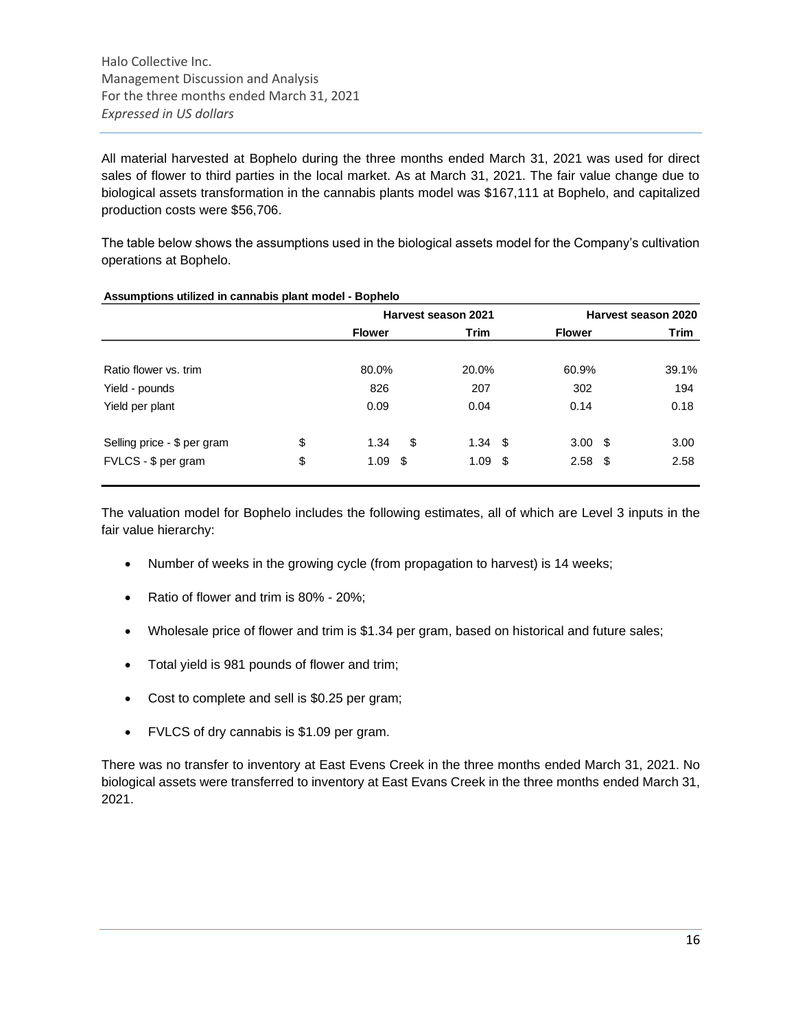All material harvested at Bophelo during the three months ended March 31, 2021 was used for direct sales of flower to third parties in the local market. As at March 31, 2021. The fair value change due to biological assets transformation in the cannabis plants model was $167,111 at Bophelo, and capitalized production costs were $56,706.

The table below shows the assumptions used in the biological assets model for the Company's cultivation operations at Bophelo.

**Assumptions utilized in cannabis plant model - Bophelo**

| | Harvest season 2021 | | Harvest season 2020 | |
|---|---|---|---|---|
| | **Flower** | **Trim** | **Flower** | **Trim** |
| Ratio flower vs. trim | 80.0% | 20.0% | 60.9% | 39.1% |
| Yield - pounds | 826 | 207 | 302 | 194 |
| Yield per plant | 0.09 | 0.04 | 0.14 | 0.18 |
| Selling price - $ per gram | $ 1.34 | $ 1.34 | $ 3.00 | $ 3.00 |
| FVLCS - $ per gram | $ 1.09 | $ 1.09 | $ 2.58 | $ 2.58 |

The valuation model for Bophelo includes the following estimates, all of which are Level 3 inputs in the fair value hierarchy:

- Number of weeks in the growing cycle (from propagation to harvest) is 14 weeks;
- Ratio of flower and trim is 80% - 20%;
- Wholesale price of flower and trim is $1.34 per gram, based on historical and future sales;
- Total yield is 981 pounds of flower and trim;
- Cost to complete and sell is $0.25 per gram;
- FVLCS of dry cannabis is $1.09 per gram.

There was no transfer to inventory at East Evens Creek in the three months ended March 31, 2021. No biological assets were transferred to inventory at East Evans Creek in the three months ended March 31, 2021.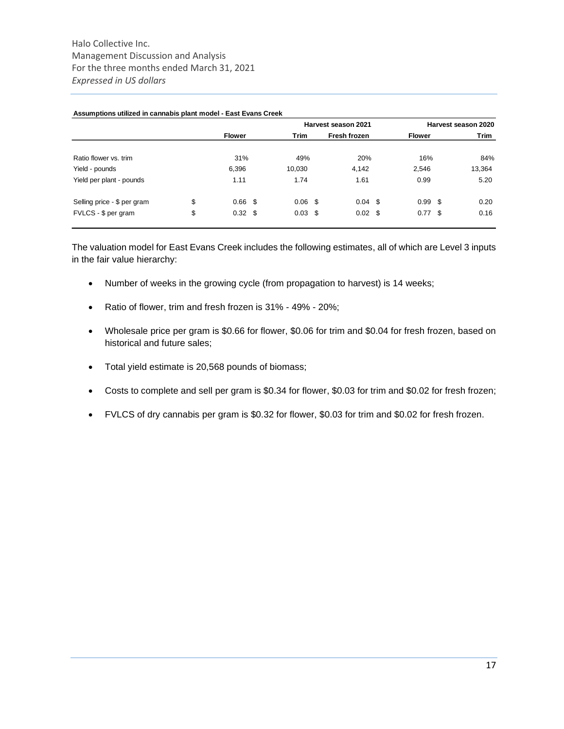**Assumptions utilized in cannabis plant model - East Evans Creek**

| | Harvest season 2021 | | | Harvest season 2020 | |
|---|---|---|---|---|---|
| | **Flower** | **Trim** | **Fresh frozen** | **Flower** | **Trim** |
| Ratio flower vs. trim | 31% | 49% | 20% | 16% | 84% |
| Yield - pounds | 6,396 | 10,030 | 4,142 | 2,546 | 13,364 |
| Yield per plant - pounds | 1.11 | 1.74 | 1.61 | 0.99 | 5.20 |
| Selling price - $ per gram | $ 0.66 | $ 0.06 | $ 0.04 | $ 0.99 | $ 0.20 |
| FVLCS - $ per gram | $ 0.32 | $ 0.03 | $ 0.02 | $ 0.77 | $ 0.16 |

The valuation model for East Evans Creek includes the following estimates, all of which are Level 3 inputs in the fair value hierarchy:

- Number of weeks in the growing cycle (from propagation to harvest) is 14 weeks;
- Ratio of flower, trim and fresh frozen is 31% - 49% - 20%;
- Wholesale price per gram is $0.66 for flower, $0.06 for trim and $0.04 for fresh frozen, based on historical and future sales;
- Total yield estimate is 20,568 pounds of biomass;
- Costs to complete and sell per gram is $0.34 for flower, $0.03 for trim and $0.02 for fresh frozen;
- FVLCS of dry cannabis per gram is $0.32 for flower, $0.03 for trim and $0.02 for fresh frozen.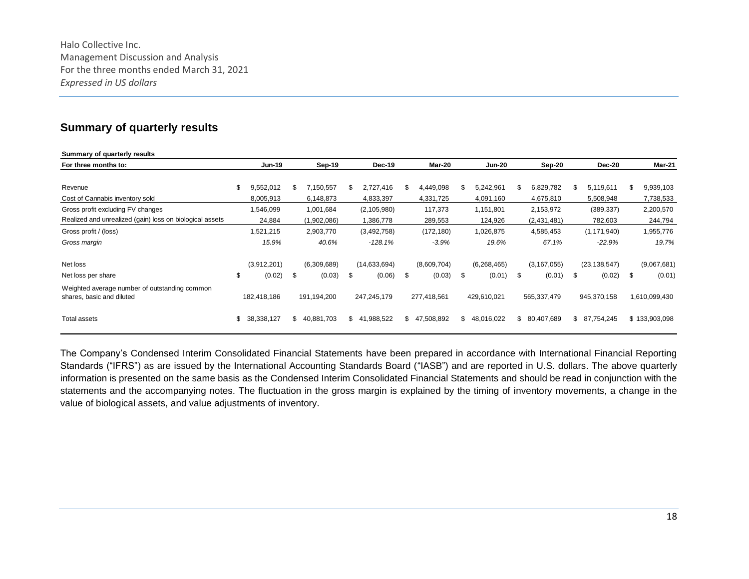## Summary of quarterly results

**Summary of quarterly results**

| For three months to: | Jun-19 | Sep-19 | Dec-19 | Mar-20 | Jun-20 | Sep-20 | Dec-20 | Mar-21 |
|---|---|---|---|---|---|---|---|---|
| Revenue | $ 9,552,012 | $ 7,150,557 | $ 2,727,416 | $ 4,449,098 | $ 5,242,961 | $ 6,829,782 | $ 5,119,611 | $ 9,939,103 |
| Cost of Cannabis inventory sold | 8,005,913 | 6,148,873 | 4,833,397 | 4,331,725 | 4,091,160 | 4,675,810 | 5,508,948 | 7,738,533 |
| Gross profit excluding FV changes | 1,546,099 | 1,001,684 | (2,105,980) | 117,373 | 1,151,801 | 2,153,972 | (389,337) | 2,200,570 |
| Realized and unrealized (gain) loss on biological assets | 24,884 | (1,902,086) | 1,386,778 | 289,553 | 124,926 | (2,431,481) | 782,603 | 244,794 |
| Gross profit / (loss) | 1,521,215 | 2,903,770 | (3,492,758) | (172,180) | 1,026,875 | 4,585,453 | (1,171,940) | 1,955,776 |
| *Gross margin* | *15.9%* | *40.6%* | *-128.1%* | *-3.9%* | *19.6%* | *67.1%* | *-22.9%* | *19.7%* |
| Net loss | (3,912,201) | (6,309,689) | (14,633,694) | (8,609,704) | (6,268,465) | (3,167,055) | (23,138,547) | (9,067,681) |
| Net loss per share | $ (0.02) | $ (0.03) | $ (0.06) | $ (0.03) | $ (0.01) | $ (0.01) | $ (0.02) | $ (0.01) |
| Weighted average number of outstanding common shares, basic and diluted | 182,418,186 | 191,194,200 | 247,245,179 | 277,418,561 | 429,610,021 | 565,337,479 | 945,370,158 | 1,610,099,430 |
| Total assets | $ 38,338,127 | $ 40,881,703 | $ 41,988,522 | $ 47,508,892 | $ 48,016,022 | $ 80,407,689 | $ 87,754,245 | $ 133,903,098 |

The Company's Condensed Interim Consolidated Financial Statements have been prepared in accordance with International Financial Reporting Standards ("IFRS") as are issued by the International Accounting Standards Board ("IASB") and are reported in U.S. dollars. The above quarterly information is presented on the same basis as the Condensed Interim Consolidated Financial Statements and should be read in conjunction with the statements and the accompanying notes. The fluctuation in the gross margin is explained by the timing of inventory movements, a change in the value of biological assets, and value adjustments of inventory.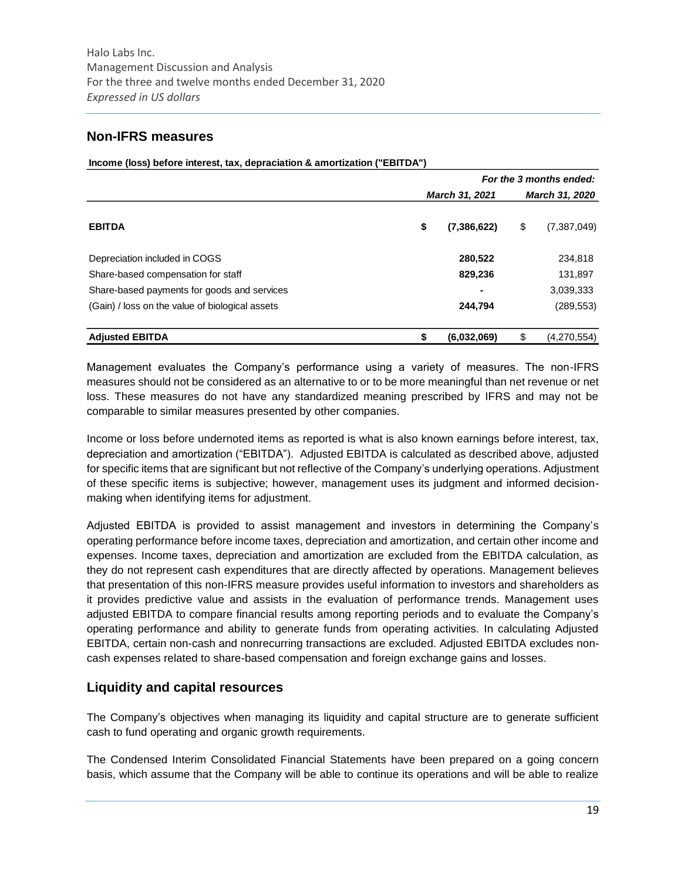## Non-IFRS measures

**Income (loss) before interest, tax, depraciation & amortization ("EBITDA")**

| | *For the 3 months ended:* | |
|---|---|---|
| | *March 31, 2021* | *March 31, 2020* |
| **EBITDA** | **$ (7,386,622)** | $ (7,387,049) |
| Depreciation included in COGS | **280,522** | 234,818 |
| Share-based compensation for staff | **829,236** | 131,897 |
| Share-based payments for goods and services | **-** | 3,039,333 |
| (Gain) / loss on the value of biological assets | **244,794** | (289,553) |
| **Adjusted EBITDA** | **$ (6,032,069)** | $ (4,270,554) |

Management evaluates the Company's performance using a variety of measures. The non-IFRS measures should not be considered as an alternative to or to be more meaningful than net revenue or net loss. These measures do not have any standardized meaning prescribed by IFRS and may not be comparable to similar measures presented by other companies.

Income or loss before undernoted items as reported is what is also known earnings before interest, tax, depreciation and amortization ("EBITDA"). Adjusted EBITDA is calculated as described above, adjusted for specific items that are significant but not reflective of the Company's underlying operations. Adjustment of these specific items is subjective; however, management uses its judgment and informed decision-making when identifying items for adjustment.

Adjusted EBITDA is provided to assist management and investors in determining the Company's operating performance before income taxes, depreciation and amortization, and certain other income and expenses. Income taxes, depreciation and amortization are excluded from the EBITDA calculation, as they do not represent cash expenditures that are directly affected by operations. Management believes that presentation of this non-IFRS measure provides useful information to investors and shareholders as it provides predictive value and assists in the evaluation of performance trends. Management uses adjusted EBITDA to compare financial results among reporting periods and to evaluate the Company's operating performance and ability to generate funds from operating activities. In calculating Adjusted EBITDA, certain non-cash and nonrecurring transactions are excluded. Adjusted EBITDA excludes non-cash expenses related to share-based compensation and foreign exchange gains and losses.

## Liquidity and capital resources

The Company's objectives when managing its liquidity and capital structure are to generate sufficient cash to fund operating and organic growth requirements.

The Condensed Interim Consolidated Financial Statements have been prepared on a going concern basis, which assume that the Company will be able to continue its operations and will be able to realize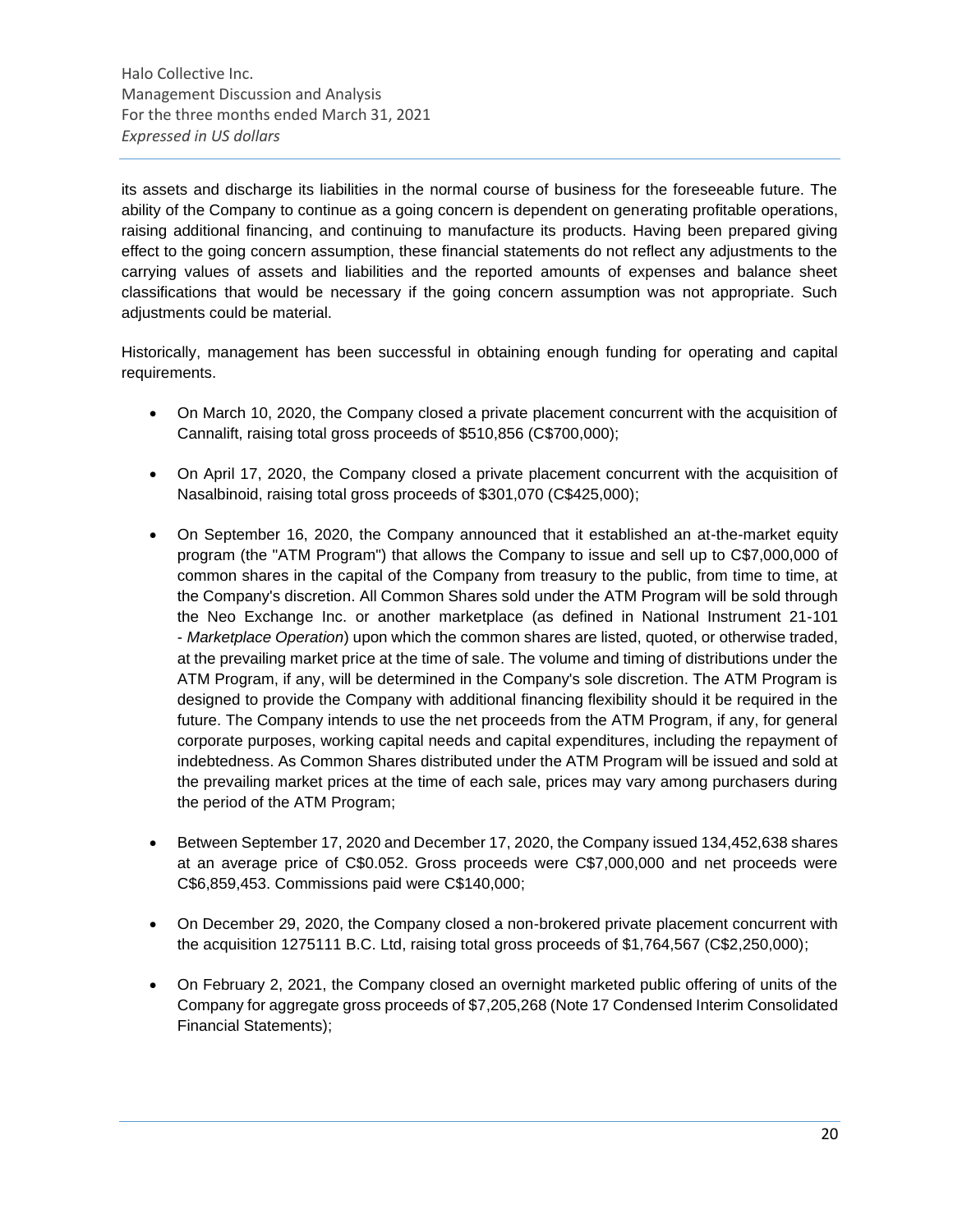its assets and discharge its liabilities in the normal course of business for the foreseeable future. The ability of the Company to continue as a going concern is dependent on generating profitable operations, raising additional financing, and continuing to manufacture its products. Having been prepared giving effect to the going concern assumption, these financial statements do not reflect any adjustments to the carrying values of assets and liabilities and the reported amounts of expenses and balance sheet classifications that would be necessary if the going concern assumption was not appropriate. Such adjustments could be material.

Historically, management has been successful in obtaining enough funding for operating and capital requirements.

- On March 10, 2020, the Company closed a private placement concurrent with the acquisition of Cannalift, raising total gross proceeds of $510,856 (C$700,000);
- On April 17, 2020, the Company closed a private placement concurrent with the acquisition of Nasalbinoid, raising total gross proceeds of $301,070 (C$425,000);
- On September 16, 2020, the Company announced that it established an at-the-market equity program (the "ATM Program") that allows the Company to issue and sell up to C$7,000,000 of common shares in the capital of the Company from treasury to the public, from time to time, at the Company's discretion. All Common Shares sold under the ATM Program will be sold through the Neo Exchange Inc. or another marketplace (as defined in National Instrument 21-101 - *Marketplace Operation*) upon which the common shares are listed, quoted, or otherwise traded, at the prevailing market price at the time of sale. The volume and timing of distributions under the ATM Program, if any, will be determined in the Company's sole discretion. The ATM Program is designed to provide the Company with additional financing flexibility should it be required in the future. The Company intends to use the net proceeds from the ATM Program, if any, for general corporate purposes, working capital needs and capital expenditures, including the repayment of indebtedness. As Common Shares distributed under the ATM Program will be issued and sold at the prevailing market prices at the time of each sale, prices may vary among purchasers during the period of the ATM Program;
- Between September 17, 2020 and December 17, 2020, the Company issued 134,452,638 shares at an average price of C$0.052. Gross proceeds were C$7,000,000 and net proceeds were C$6,859,453. Commissions paid were C$140,000;
- On December 29, 2020, the Company closed a non-brokered private placement concurrent with the acquisition 1275111 B.C. Ltd, raising total gross proceeds of $1,764,567 (C$2,250,000);
- On February 2, 2021, the Company closed an overnight marketed public offering of units of the Company for aggregate gross proceeds of $7,205,268 (Note 17 Condensed Interim Consolidated Financial Statements);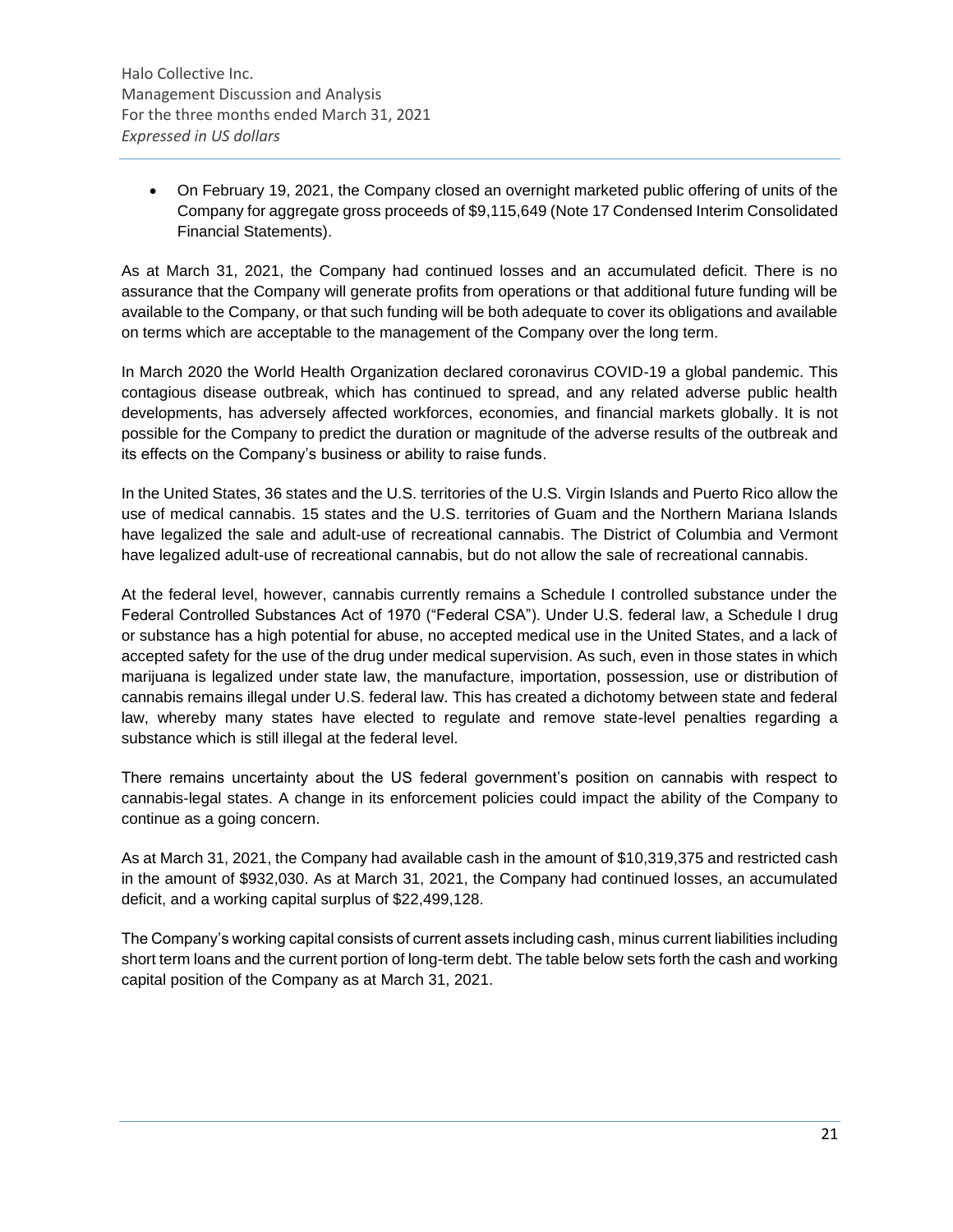- On February 19, 2021, the Company closed an overnight marketed public offering of units of the Company for aggregate gross proceeds of $9,115,649 (Note 17 Condensed Interim Consolidated Financial Statements).

As at March 31, 2021, the Company had continued losses and an accumulated deficit. There is no assurance that the Company will generate profits from operations or that additional future funding will be available to the Company, or that such funding will be both adequate to cover its obligations and available on terms which are acceptable to the management of the Company over the long term.

In March 2020 the World Health Organization declared coronavirus COVID-19 a global pandemic. This contagious disease outbreak, which has continued to spread, and any related adverse public health developments, has adversely affected workforces, economies, and financial markets globally. It is not possible for the Company to predict the duration or magnitude of the adverse results of the outbreak and its effects on the Company's business or ability to raise funds.

In the United States, 36 states and the U.S. territories of the U.S. Virgin Islands and Puerto Rico allow the use of medical cannabis. 15 states and the U.S. territories of Guam and the Northern Mariana Islands have legalized the sale and adult-use of recreational cannabis. The District of Columbia and Vermont have legalized adult-use of recreational cannabis, but do not allow the sale of recreational cannabis.

At the federal level, however, cannabis currently remains a Schedule I controlled substance under the Federal Controlled Substances Act of 1970 ("Federal CSA"). Under U.S. federal law, a Schedule I drug or substance has a high potential for abuse, no accepted medical use in the United States, and a lack of accepted safety for the use of the drug under medical supervision. As such, even in those states in which marijuana is legalized under state law, the manufacture, importation, possession, use or distribution of cannabis remains illegal under U.S. federal law. This has created a dichotomy between state and federal law, whereby many states have elected to regulate and remove state-level penalties regarding a substance which is still illegal at the federal level.

There remains uncertainty about the US federal government's position on cannabis with respect to cannabis-legal states. A change in its enforcement policies could impact the ability of the Company to continue as a going concern.

As at March 31, 2021, the Company had available cash in the amount of $10,319,375 and restricted cash in the amount of $932,030. As at March 31, 2021, the Company had continued losses, an accumulated deficit, and a working capital surplus of $22,499,128.

The Company's working capital consists of current assets including cash, minus current liabilities including short term loans and the current portion of long-term debt. The table below sets forth the cash and working capital position of the Company as at March 31, 2021.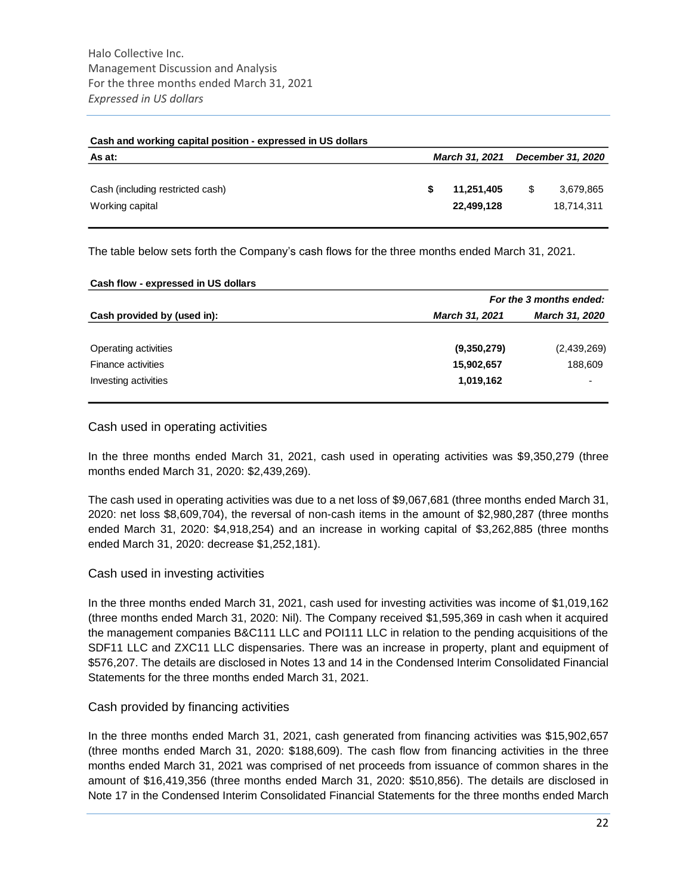**Cash and working capital position - expressed in US dollars**

| As at: | *March 31, 2021* | *December 31, 2020* |
|---|---|---|
| Cash (including restricted cash) | **$ 11,251,405** | $ 3,679,865 |
| Working capital | **22,499,128** | 18,714,311 |

The table below sets forth the Company's cash flows for the three months ended March 31, 2021.

**Cash flow - expressed in US dollars**

| | *For the 3 months ended:* | |
|---|---|---|
| **Cash provided by (used in):** | *March 31, 2021* | *March 31, 2020* |
| Operating activities | **(9,350,279)** | (2,439,269) |
| Finance activities | **15,902,657** | 188,609 |
| Investing activities | **1,019,162** | - |

## Cash used in operating activities

In the three months ended March 31, 2021, cash used in operating activities was $9,350,279 (three months ended March 31, 2020: $2,439,269).

The cash used in operating activities was due to a net loss of $9,067,681 (three months ended March 31, 2020: net loss $8,609,704), the reversal of non-cash items in the amount of $2,980,287 (three months ended March 31, 2020: $4,918,254) and an increase in working capital of $3,262,885 (three months ended March 31, 2020: decrease $1,252,181).

## Cash used in investing activities

In the three months ended March 31, 2021, cash used for investing activities was income of $1,019,162 (three months ended March 31, 2020: Nil). The Company received $1,595,369 in cash when it acquired the management companies B&C111 LLC and POI111 LLC in relation to the pending acquisitions of the SDF11 LLC and ZXC11 LLC dispensaries. There was an increase in property, plant and equipment of $576,207. The details are disclosed in Notes 13 and 14 in the Condensed Interim Consolidated Financial Statements for the three months ended March 31, 2021.

## Cash provided by financing activities

In the three months ended March 31, 2021, cash generated from financing activities was $15,902,657 (three months ended March 31, 2020: $188,609). The cash flow from financing activities in the three months ended March 31, 2021 was comprised of net proceeds from issuance of common shares in the amount of $16,419,356 (three months ended March 31, 2020: $510,856). The details are disclosed in Note 17 in the Condensed Interim Consolidated Financial Statements for the three months ended March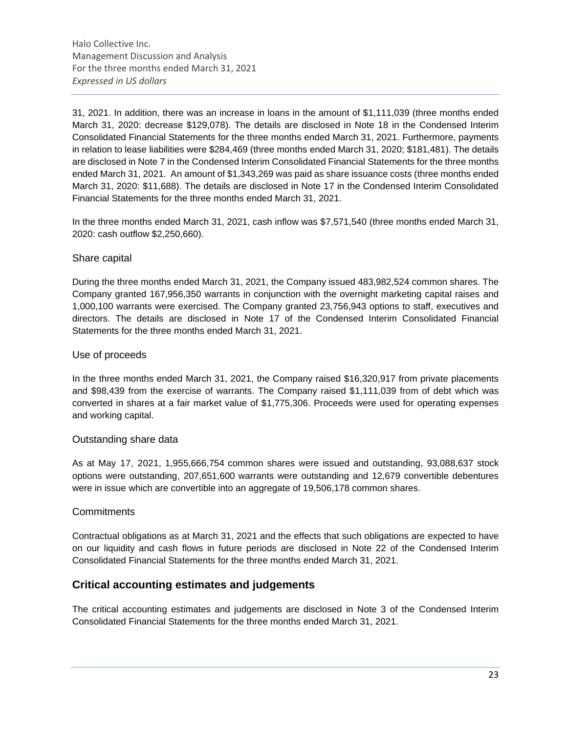31, 2021. In addition, there was an increase in loans in the amount of $1,111,039 (three months ended March 31, 2020: decrease $129,078). The details are disclosed in Note 18 in the Condensed Interim Consolidated Financial Statements for the three months ended March 31, 2021. Furthermore, payments in relation to lease liabilities were $284,469 (three months ended March 31, 2020; $181,481). The details are disclosed in Note 7 in the Condensed Interim Consolidated Financial Statements for the three months ended March 31, 2021. An amount of $1,343,269 was paid as share issuance costs (three months ended March 31, 2020: $11,688). The details are disclosed in Note 17 in the Condensed Interim Consolidated Financial Statements for the three months ended March 31, 2021.

In the three months ended March 31, 2021, cash inflow was $7,571,540 (three months ended March 31, 2020: cash outflow $2,250,660).

### Share capital

During the three months ended March 31, 2021, the Company issued 483,982,524 common shares. The Company granted 167,956,350 warrants in conjunction with the overnight marketing capital raises and 1,000,100 warrants were exercised. The Company granted 23,756,943 options to staff, executives and directors. The details are disclosed in Note 17 of the Condensed Interim Consolidated Financial Statements for the three months ended March 31, 2021.

### Use of proceeds

In the three months ended March 31, 2021, the Company raised $16,320,917 from private placements and $98,439 from the exercise of warrants. The Company raised $1,111,039 from of debt which was converted in shares at a fair market value of $1,775,306. Proceeds were used for operating expenses and working capital.

### Outstanding share data

As at May 17, 2021, 1,955,666,754 common shares were issued and outstanding, 93,088,637 stock options were outstanding, 207,651,600 warrants were outstanding and 12,679 convertible debentures were in issue which are convertible into an aggregate of 19,506,178 common shares.

### Commitments

Contractual obligations as at March 31, 2021 and the effects that such obligations are expected to have on our liquidity and cash flows in future periods are disclosed in Note 22 of the Condensed Interim Consolidated Financial Statements for the three months ended March 31, 2021.

## Critical accounting estimates and judgements

The critical accounting estimates and judgements are disclosed in Note 3 of the Condensed Interim Consolidated Financial Statements for the three months ended March 31, 2021.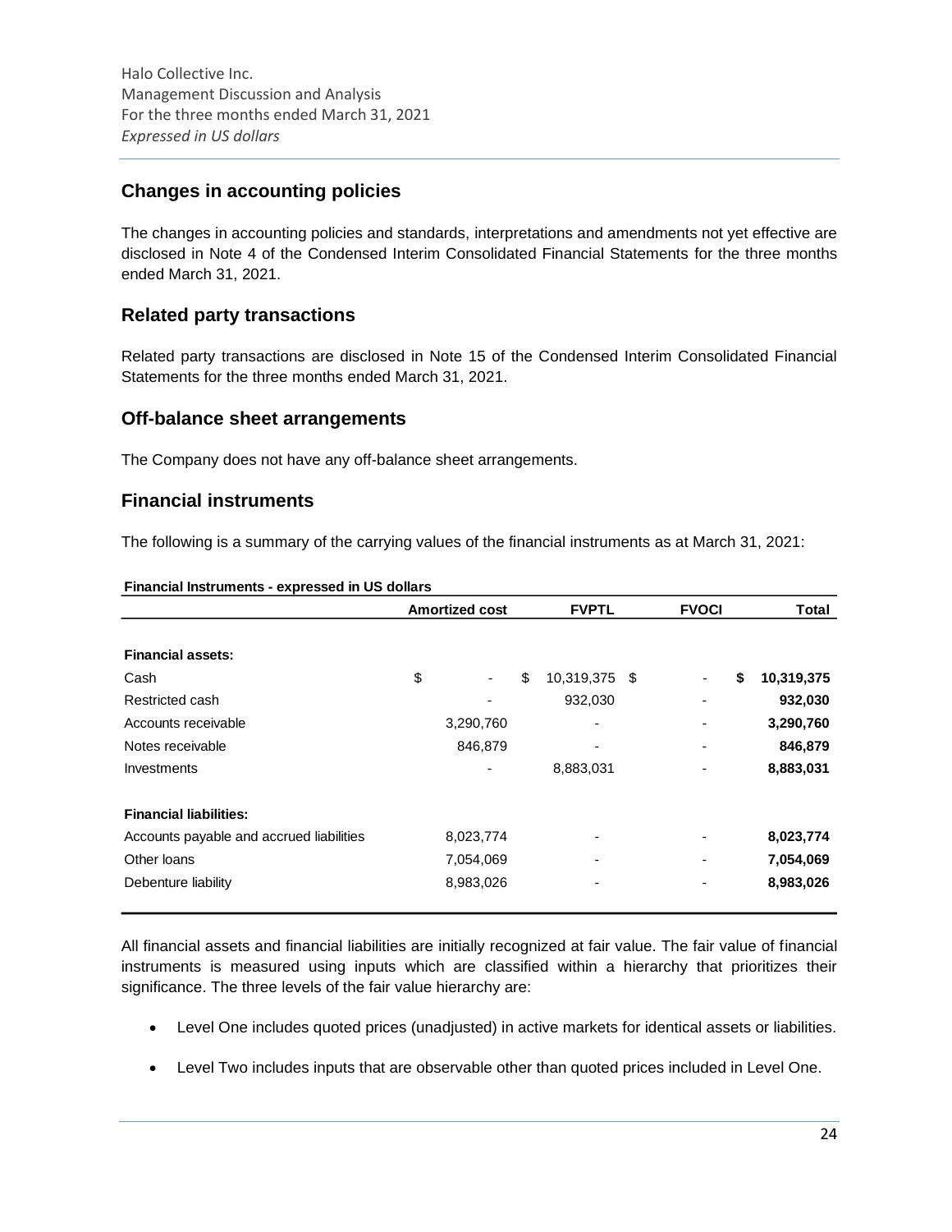## Changes in accounting policies

The changes in accounting policies and standards, interpretations and amendments not yet effective are disclosed in Note 4 of the Condensed Interim Consolidated Financial Statements for the three months ended March 31, 2021.

## Related party transactions

Related party transactions are disclosed in Note 15 of the Condensed Interim Consolidated Financial Statements for the three months ended March 31, 2021.

## Off-balance sheet arrangements

The Company does not have any off-balance sheet arrangements.

## Financial instruments

The following is a summary of the carrying values of the financial instruments as at March 31, 2021:

**Financial Instruments - expressed in US dollars**

| | Amortized cost | FVPTL | FVOCI | Total |
|---|---|---|---|---|
| **Financial assets:** | | | | |
| Cash | $ - | $ 10,319,375 | $ - | **$ 10,319,375** |
| Restricted cash | - | 932,030 | - | **932,030** |
| Accounts receivable | 3,290,760 | - | - | **3,290,760** |
| Notes receivable | 846,879 | - | - | **846,879** |
| Investments | - | 8,883,031 | - | **8,883,031** |
| **Financial liabilities:** | | | | |
| Accounts payable and accrued liabilities | 8,023,774 | - | - | **8,023,774** |
| Other loans | 7,054,069 | - | - | **7,054,069** |
| Debenture liability | 8,983,026 | - | - | **8,983,026** |

All financial assets and financial liabilities are initially recognized at fair value. The fair value of financial instruments is measured using inputs which are classified within a hierarchy that prioritizes their significance. The three levels of the fair value hierarchy are:

- Level One includes quoted prices (unadjusted) in active markets for identical assets or liabilities.
- Level Two includes inputs that are observable other than quoted prices included in Level One.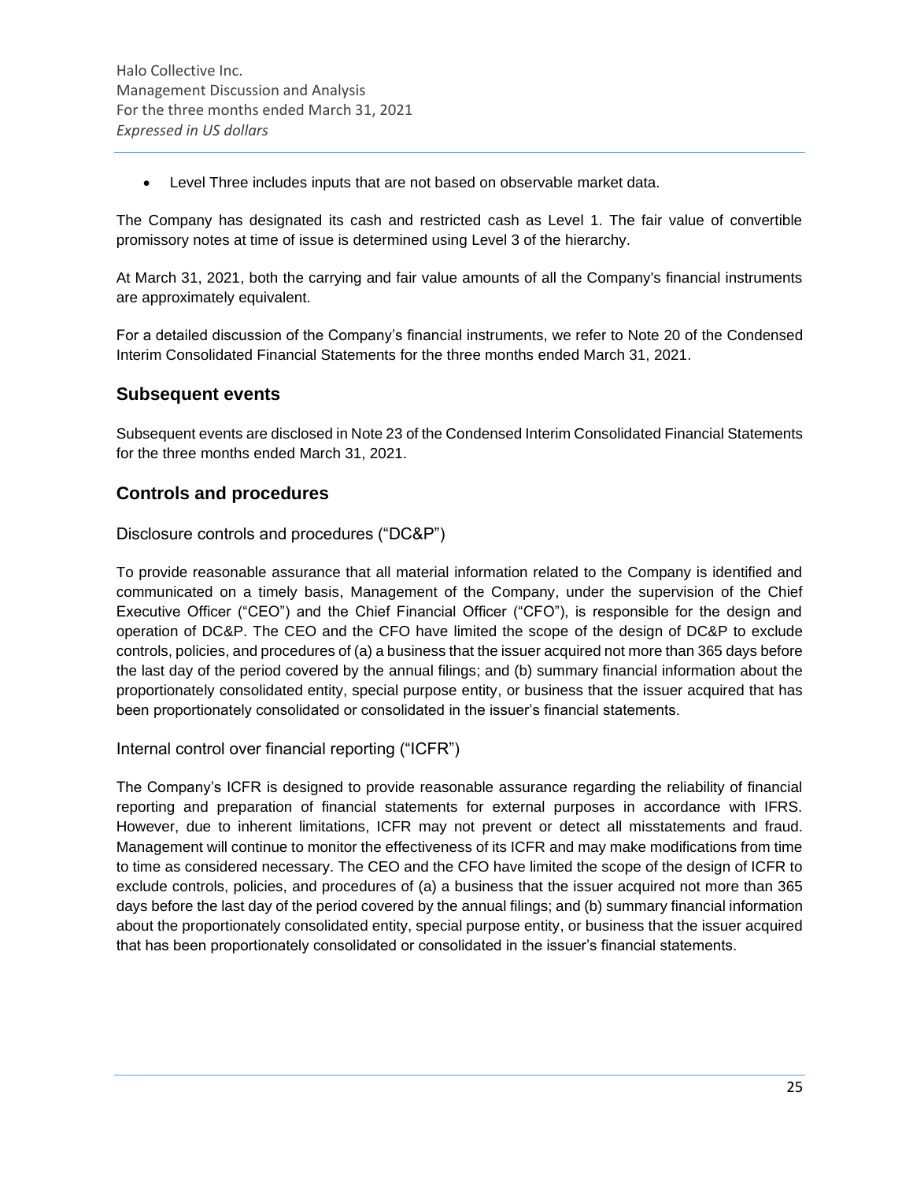- Level Three includes inputs that are not based on observable market data.

The Company has designated its cash and restricted cash as Level 1. The fair value of convertible promissory notes at time of issue is determined using Level 3 of the hierarchy.

At March 31, 2021, both the carrying and fair value amounts of all the Company's financial instruments are approximately equivalent.

For a detailed discussion of the Company's financial instruments, we refer to Note 20 of the Condensed Interim Consolidated Financial Statements for the three months ended March 31, 2021.

## Subsequent events

Subsequent events are disclosed in Note 23 of the Condensed Interim Consolidated Financial Statements for the three months ended March 31, 2021.

## Controls and procedures

### Disclosure controls and procedures ("DC&P")

To provide reasonable assurance that all material information related to the Company is identified and communicated on a timely basis, Management of the Company, under the supervision of the Chief Executive Officer ("CEO") and the Chief Financial Officer ("CFO"), is responsible for the design and operation of DC&P. The CEO and the CFO have limited the scope of the design of DC&P to exclude controls, policies, and procedures of (a) a business that the issuer acquired not more than 365 days before the last day of the period covered by the annual filings; and (b) summary financial information about the proportionately consolidated entity, special purpose entity, or business that the issuer acquired that has been proportionately consolidated or consolidated in the issuer's financial statements.

### Internal control over financial reporting ("ICFR")

The Company's ICFR is designed to provide reasonable assurance regarding the reliability of financial reporting and preparation of financial statements for external purposes in accordance with IFRS. However, due to inherent limitations, ICFR may not prevent or detect all misstatements and fraud. Management will continue to monitor the effectiveness of its ICFR and may make modifications from time to time as considered necessary. The CEO and the CFO have limited the scope of the design of ICFR to exclude controls, policies, and procedures of (a) a business that the issuer acquired not more than 365 days before the last day of the period covered by the annual filings; and (b) summary financial information about the proportionately consolidated entity, special purpose entity, or business that the issuer acquired that has been proportionately consolidated or consolidated in the issuer's financial statements.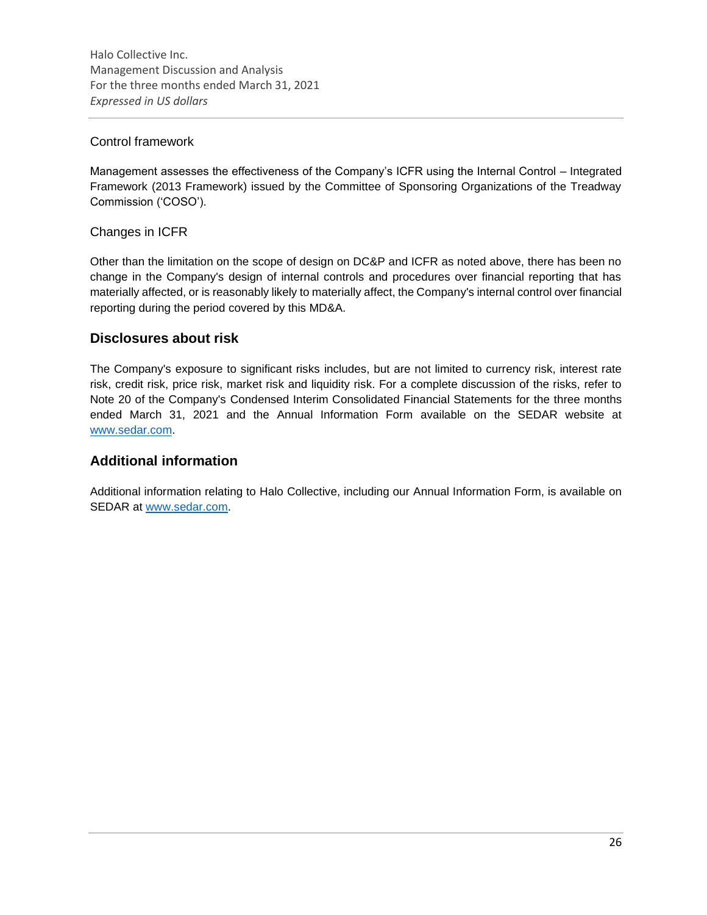### Control framework

Management assesses the effectiveness of the Company's ICFR using the Internal Control – Integrated Framework (2013 Framework) issued by the Committee of Sponsoring Organizations of the Treadway Commission ('COSO').

### Changes in ICFR

Other than the limitation on the scope of design on DC&P and ICFR as noted above, there has been no change in the Company's design of internal controls and procedures over financial reporting that has materially affected, or is reasonably likely to materially affect, the Company's internal control over financial reporting during the period covered by this MD&A.

## Disclosures about risk

The Company's exposure to significant risks includes, but are not limited to currency risk, interest rate risk, credit risk, price risk, market risk and liquidity risk. For a complete discussion of the risks, refer to Note 20 of the Company's Condensed Interim Consolidated Financial Statements for the three months ended March 31, 2021 and the Annual Information Form available on the SEDAR website at www.sedar.com.

## Additional information

Additional information relating to Halo Collective, including our Annual Information Form, is available on SEDAR at www.sedar.com.